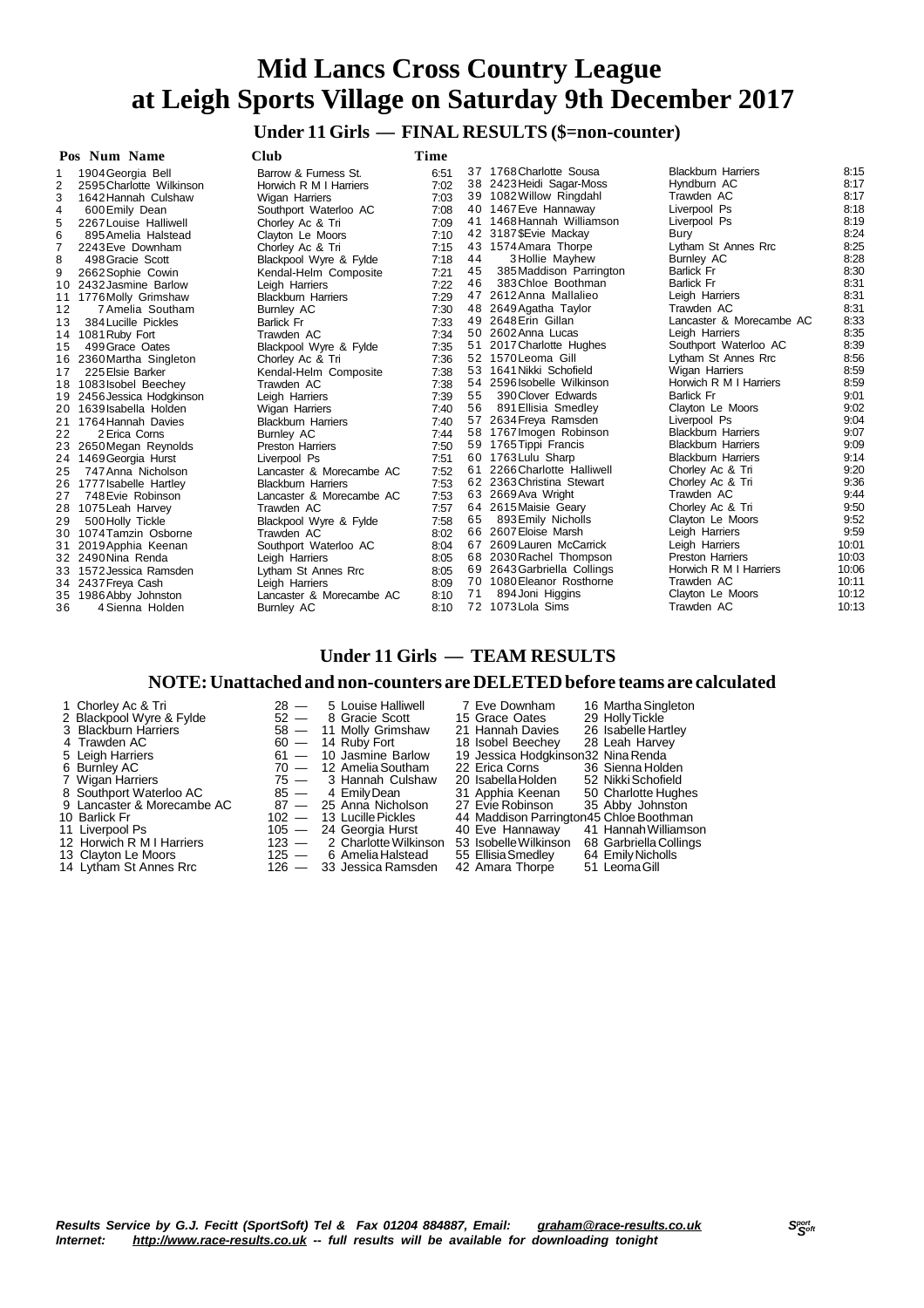# Mid Lancs Cross Country League at Leigh Sports Village on Saturday 9th December 2017

## Under 11 Girls — FINAL RESULTS ($=non-counter)

| Pos | Num | Name | Club | Time |
|---|---|---|---|---|
| 1 | 1904 | Georgia Bell | Barrow & Furness St. | 6:51 |
| 2 | 2595 | Charlotte Wilkinson | Horwich R M I Harriers | 7:02 |
| 3 | 1642 | Hannah Culshaw | Wigan Harriers | 7:03 |
| 4 | 600 | Emily Dean | Southport Waterloo AC | 7:08 |
| 5 | 2267 | Louise Halliwell | Chorley Ac & Tri | 7:09 |
| 6 | 895 | Amelia Halstead | Clayton Le Moors | 7:10 |
| 7 | 2243 | Eve Downham | Chorley Ac & Tri | 7:15 |
| 8 | 498 | Gracie Scott | Blackpool Wyre & Fylde | 7:18 |
| 9 | 2662 | Sophie Cowin | Kendal-Helm Composite | 7:21 |
| 10 | 2432 | Jasmine Barlow | Leigh Harriers | 7:22 |
| 11 | 1776 | Molly Grimshaw | Blackburn Harriers | 7:29 |
| 12 | 7 | Amelia Southam | Burnley AC | 7:30 |
| 13 | 384 | Lucille Pickles | Barlick Fr | 7:33 |
| 14 | 1081 | Ruby Fort | Trawden AC | 7:34 |
| 15 | 499 | Grace Oates | Blackpool Wyre & Fylde | 7:35 |
| 16 | 2360 | Martha Singleton | Chorley Ac & Tri | 7:36 |
| 17 | 225 | Elsie Barker | Kendal-Helm Composite | 7:38 |
| 18 | 1083 | Isobel Beechey | Trawden AC | 7:38 |
| 19 | 2456 | Jessica Hodgkinson | Leigh Harriers | 7:39 |
| 20 | 1639 | Isabella Holden | Wigan Harriers | 7:40 |
| 21 | 1764 | Hannah Davies | Blackburn Harriers | 7:40 |
| 22 | 2 | Erica Corns | Burnley AC | 7:44 |
| 23 | 2650 | Megan Reynolds | Preston Harriers | 7:50 |
| 24 | 1469 | Georgia Hurst | Liverpool Ps | 7:51 |
| 25 | 747 | Anna Nicholson | Lancaster & Morecambe AC | 7:52 |
| 26 | 1777 | Isabelle Hartley | Blackburn Harriers | 7:53 |
| 27 | 748 | Evie Robinson | Lancaster & Morecambe AC | 7:53 |
| 28 | 1075 | Leah Harvey | Trawden AC | 7:57 |
| 29 | 500 | Holly Tickle | Blackpool Wyre & Fylde | 7:58 |
| 30 | 1074 | Tamzin Osborne | Trawden AC | 8:02 |
| 31 | 2019 | Apphia Keenan | Southport Waterloo AC | 8:04 |
| 32 | 2490 | Nina Renda | Leigh Harriers | 8:05 |
| 33 | 1572 | Jessica Ramsden | Lytham St Annes Rrc | 8:05 |
| 34 | 2437 | Freya Cash | Leigh Harriers | 8:09 |
| 35 | 1986 | Abby Johnston | Lancaster & Morecambe AC | 8:10 |
| 36 | 4 | Sienna Holden | Burnley AC | 8:10 |
| 37 | 1768 | Charlotte Sousa | Blackburn Harriers | 8:15 |
| 38 | 2423 | Heidi Sagar-Moss | Hyndburn AC | 8:17 |
| 39 | 1082 | Willow Ringdahl | Trawden AC | 8:17 |
| 40 | 1467 | Eve Hannaway | Liverpool Ps | 8:18 |
| 41 | 1468 | Hannah Williamson | Liverpool Ps | 8:19 |
| 42 | 3187 | $Evie Mackay | Bury | 8:24 |
| 43 | 1574 | Amara Thorpe | Lytham St Annes Rrc | 8:25 |
| 44 | 3 | Hollie Mayhew | Burnley AC | 8:28 |
| 45 | 385 | Maddison Parrington | Barlick Fr | 8:30 |
| 46 | 383 | Chloe Boothman | Barlick Fr | 8:31 |
| 47 | 2612 | Anna Mallalieo | Leigh Harriers | 8:31 |
| 48 | 2649 | Agatha Taylor | Trawden AC | 8:31 |
| 49 | 2648 | Erin Gillan | Lancaster & Morecambe AC | 8:33 |
| 50 | 2602 | Anna Lucas | Leigh Harriers | 8:35 |
| 51 | 2017 | Charlotte Hughes | Southport Waterloo AC | 8:39 |
| 52 | 1570 | Leoma Gill | Lytham St Annes Rrc | 8:56 |
| 53 | 1641 | Nikki Schofield | Wigan Harriers | 8:59 |
| 54 | 2596 | Isobelle Wilkinson | Horwich R M I Harriers | 8:59 |
| 55 | 390 | Clover Edwards | Barlick Fr | 9:01 |
| 56 | 891 | Ellisia Smedley | Clayton Le Moors | 9:02 |
| 57 | 2634 | Freya Ramsden | Liverpool Ps | 9:04 |
| 58 | 1767 | Imogen Robinson | Blackburn Harriers | 9:07 |
| 59 | 1765 | Tippi Francis | Blackburn Harriers | 9:09 |
| 60 | 1763 | Lulu Sharp | Blackburn Harriers | 9:14 |
| 61 | 2266 | Charlotte Halliwell | Chorley Ac & Tri | 9:20 |
| 62 | 2363 | Christina Stewart | Chorley Ac & Tri | 9:36 |
| 63 | 2669 | Ava Wright | Trawden AC | 9:44 |
| 64 | 2615 | Maisie Geary | Chorley Ac & Tri | 9:50 |
| 65 | 893 | Emily Nicholls | Clayton Le Moors | 9:52 |
| 66 | 2607 | Eloise Marsh | Leigh Harriers | 9:59 |
| 67 | 2609 | Lauren McCarrick | Leigh Harriers | 10:01 |
| 68 | 2030 | Rachel Thompson | Preston Harriers | 10:03 |
| 69 | 2643 | Garbriella Collings | Horwich R M I Harriers | 10:06 |
| 70 | 1080 | Eleanor Rosthorne | Trawden AC | 10:11 |
| 71 | 894 | Joni Higgins | Clayton Le Moors | 10:12 |
| 72 | 1073 | Lola Sims | Trawden AC | 10:13 |

## Under 11 Girls — TEAM RESULTS

### NOTE: Unattached and non-counters are DELETED before teams are calculated

| Pos | Team | Points | Runner 1 | Runner 2 | Runner 3 |
|---|---|---|---|---|---|
| 1 | Chorley Ac & Tri | 28 | 5 Louise Halliwell | 7 Eve Downham | 16 Martha Singleton |
| 2 | Blackpool Wyre & Fylde | 52 | 8 Gracie Scott | 15 Grace Oates | 29 Holly Tickle |
| 3 | Blackburn Harriers | 58 | 11 Molly Grimshaw | 21 Hannah Davies | 26 Isabelle Hartley |
| 4 | Trawden AC | 60 | 14 Ruby Fort | 18 Isobel Beechey | 28 Leah Harvey |
| 5 | Leigh Harriers | 61 | 10 Jasmine Barlow | 19 Jessica Hodgkinson | 32 Nina Renda |
| 6 | Burnley AC | 70 | 12 Amelia Southam | 22 Erica Corns | 36 Sienna Holden |
| 7 | Wigan Harriers | 75 | 3 Hannah Culshaw | 20 Isabella Holden | 52 Nikki Schofield |
| 8 | Southport Waterloo AC | 85 | 4 Emily Dean | 31 Apphia Keenan | 50 Charlotte Hughes |
| 9 | Lancaster & Morecambe AC | 87 | 25 Anna Nicholson | 27 Evie Robinson | 35 Abby Johnston |
| 10 | Barlick Fr | 102 | 13 Lucille Pickles | 44 Maddison Parrington | 45 Chloe Boothman |
| 11 | Liverpool Ps | 105 | 24 Georgia Hurst | 40 Eve Hannaway | 41 Hannah Williamson |
| 12 | Horwich R M I Harriers | 123 | 2 Charlotte Wilkinson | 53 Isobelle Wilkinson | 68 Garbriella Collings |
| 13 | Clayton Le Moors | 125 | 6 Amelia Halstead | 55 Ellisia Smedley | 64 Emily Nicholls |
| 14 | Lytham St Annes Rrc | 126 | 33 Jessica Ramsden | 42 Amara Thorpe | 51 Leoma Gill |

*Results Service by G.J. Fecitt (SportSoft) Tel & Fax 01204 884887, Email: graham@race-results.co.uk*
*Internet: http://www.race-results.co.uk -- full results will be available for downloading tonight*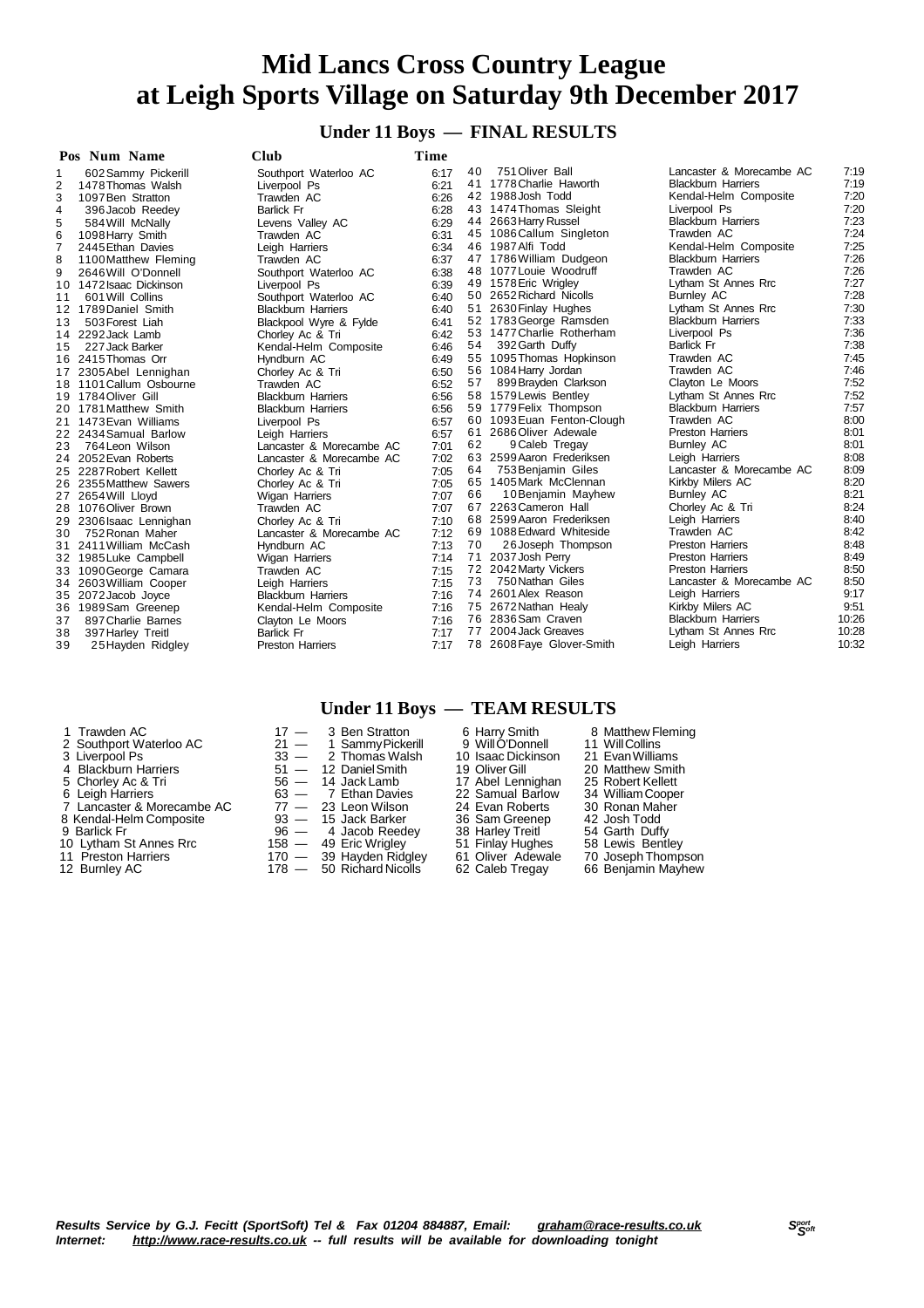# Mid Lancs Cross Country League at Leigh Sports Village on Saturday 9th December 2017

## Under 11 Boys — FINAL RESULTS

| Pos | Num | Name | Club | Time |
|---|---|---|---|---|
| 1 | 602 | Sammy Pickerill | Southport Waterloo AC | 6:17 |
| 2 | 1478 | Thomas Walsh | Liverpool Ps | 6:21 |
| 3 | 1097 | Ben Stratton | Trawden AC | 6:26 |
| 4 | 396 | Jacob Reedey | Barlick Fr | 6:28 |
| 5 | 584 | Will McNally | Levens Valley AC | 6:29 |
| 6 | 1098 | Harry Smith | Trawden AC | 6:31 |
| 7 | 2445 | Ethan Davies | Leigh Harriers | 6:34 |
| 8 | 1100 | Matthew Fleming | Trawden AC | 6:37 |
| 9 | 2646 | Will O'Donnell | Southport Waterloo AC | 6:38 |
| 10 | 1472 | Isaac Dickinson | Liverpool Ps | 6:39 |
| 11 | 601 | Will Collins | Southport Waterloo AC | 6:40 |
| 12 | 1789 | Daniel Smith | Blackburn Harriers | 6:40 |
| 13 | 503 | Forest Liah | Blackpool Wyre & Fylde | 6:41 |
| 14 | 2292 | Jack Lamb | Chorley Ac & Tri | 6:42 |
| 15 | 227 | Jack Barker | Kendal-Helm Composite | 6:46 |
| 16 | 2415 | Thomas Orr | Hyndburn AC | 6:49 |
| 17 | 2305 | Abel Lennighan | Chorley Ac & Tri | 6:50 |
| 18 | 1101 | Callum Osbourne | Trawden AC | 6:52 |
| 19 | 1784 | Oliver Gill | Blackburn Harriers | 6:56 |
| 20 | 1781 | Matthew Smith | Blackburn Harriers | 6:56 |
| 21 | 1473 | Evan Williams | Liverpool Ps | 6:57 |
| 22 | 2434 | Samual Barlow | Leigh Harriers | 6:57 |
| 23 | 764 | Leon Wilson | Lancaster & Morecambe AC | 7:01 |
| 24 | 2052 | Evan Roberts | Lancaster & Morecambe AC | 7:02 |
| 25 | 2287 | Robert Kellett | Chorley Ac & Tri | 7:05 |
| 26 | 2355 | Matthew Sawers | Chorley Ac & Tri | 7:05 |
| 27 | 2654 | Will Lloyd | Wigan Harriers | 7:07 |
| 28 | 1076 | Oliver Brown | Trawden AC | 7:07 |
| 29 | 2306 | Isaac Lennighan | Chorley Ac & Tri | 7:10 |
| 30 | 752 | Ronan Maher | Lancaster & Morecambe AC | 7:12 |
| 31 | 2411 | William McCash | Hyndburn AC | 7:13 |
| 32 | 1985 | Luke Campbell | Wigan Harriers | 7:14 |
| 33 | 1090 | George Camara | Trawden AC | 7:15 |
| 34 | 2603 | William Cooper | Leigh Harriers | 7:15 |
| 35 | 2072 | Jacob Joyce | Blackburn Harriers | 7:16 |
| 36 | 1989 | Sam Greenep | Kendal-Helm Composite | 7:16 |
| 37 | 897 | Charlie Barnes | Clayton Le Moors | 7:16 |
| 38 | 397 | Harley Treitl | Barlick Fr | 7:17 |
| 39 | 25 | Hayden Ridgley | Preston Harriers | 7:17 |
| 40 | 751 | Oliver Ball | Lancaster & Morecambe AC | 7:19 |
| 41 | 1778 | Charlie Haworth | Blackburn Harriers | 7:19 |
| 42 | 1988 | Josh Todd | Kendal-Helm Composite | 7:20 |
| 43 | 1474 | Thomas Sleight | Liverpool Ps | 7:20 |
| 44 | 2663 | Harry Russel | Blackburn Harriers | 7:23 |
| 45 | 1086 | Callum Singleton | Trawden AC | 7:24 |
| 46 | 1987 | Alfi Todd | Kendal-Helm Composite | 7:25 |
| 47 | 1786 | William Dudgeon | Blackburn Harriers | 7:26 |
| 48 | 1077 | Louie Woodruff | Trawden AC | 7:26 |
| 49 | 1578 | Eric Wrigley | Lytham St Annes Rrc | 7:27 |
| 50 | 2652 | Richard Nicolls | Burnley AC | 7:28 |
| 51 | 2630 | Finlay Hughes | Lytham St Annes Rrc | 7:30 |
| 52 | 1783 | George Ramsden | Blackburn Harriers | 7:33 |
| 53 | 1477 | Charlie Rotherham | Liverpool Ps | 7:36 |
| 54 | 392 | Garth Duffy | Barlick Fr | 7:38 |
| 55 | 1095 | Thomas Hopkinson | Trawden AC | 7:45 |
| 56 | 1084 | Harry Jordan | Trawden AC | 7:46 |
| 57 | 899 | Brayden Clarkson | Clayton Le Moors | 7:52 |
| 58 | 1579 | Lewis Bentley | Lytham St Annes Rrc | 7:52 |
| 59 | 1779 | Felix Thompson | Blackburn Harriers | 7:57 |
| 60 | 1093 | Euan Fenton-Clough | Trawden AC | 8:00 |
| 61 | 2686 | Oliver Adewale | Preston Harriers | 8:01 |
| 62 | 9 | Caleb Tregay | Burnley AC | 8:01 |
| 63 | 2599 | Aaron Frederiksen | Leigh Harriers | 8:08 |
| 64 | 753 | Benjamin Giles | Lancaster & Morecambe AC | 8:09 |
| 65 | 1405 | Mark McClennan | Kirkby Milers AC | 8:20 |
| 66 | 10 | Benjamin Mayhew | Burnley AC | 8:21 |
| 67 | 2263 | Cameron Hall | Chorley Ac & Tri | 8:24 |
| 68 | 2599 | Aaron Frederiksen | Leigh Harriers | 8:40 |
| 69 | 1088 | Edward Whiteside | Trawden AC | 8:42 |
| 70 | 26 | Joseph Thompson | Preston Harriers | 8:48 |
| 71 | 2037 | Josh Perry | Preston Harriers | 8:49 |
| 72 | 2042 | Marty Vickers | Preston Harriers | 8:50 |
| 73 | 750 | Nathan Giles | Lancaster & Morecambe AC | 8:50 |
| 74 | 2601 | Alex Reason | Leigh Harriers | 9:17 |
| 75 | 2672 | Nathan Healy | Kirkby Milers AC | 9:51 |
| 76 | 2836 | Sam Craven | Blackburn Harriers | 10:26 |
| 77 | 2004 | Jack Greaves | Lytham St Annes Rrc | 10:28 |
| 78 | 2608 | Faye Glover-Smith | Leigh Harriers | 10:32 |

## Under 11 Boys — TEAM RESULTS

| Pos | Team | Points | Runner 1 | Runner 2 | Runner 3 |
|---|---|---|---|---|---|
| 1 | Trawden AC | 17 | 3 Ben Stratton | 6 Harry Smith | 8 Matthew Fleming |
| 2 | Southport Waterloo AC | 21 | 1 Sammy Pickerill | 9 Will O'Donnell | 11 Will Collins |
| 3 | Liverpool Ps | 33 | 2 Thomas Walsh | 10 Isaac Dickinson | 21 Evan Williams |
| 4 | Blackburn Harriers | 51 | 12 Daniel Smith | 19 Oliver Gill | 20 Matthew Smith |
| 5 | Chorley Ac & Tri | 56 | 14 Jack Lamb | 17 Abel Lennighan | 25 Robert Kellett |
| 6 | Leigh Harriers | 63 | 7 Ethan Davies | 22 Samual Barlow | 34 William Cooper |
| 7 | Lancaster & Morecambe AC | 77 | 23 Leon Wilson | 24 Evan Roberts | 30 Ronan Maher |
| 8 | Kendal-Helm Composite | 93 | 15 Jack Barker | 36 Sam Greenep | 42 Josh Todd |
| 9 | Barlick Fr | 96 | 4 Jacob Reedey | 38 Harley Treitl | 54 Garth Duffy |
| 10 | Lytham St Annes Rrc | 158 | 49 Eric Wrigley | 51 Finlay Hughes | 58 Lewis Bentley |
| 11 | Preston Harriers | 170 | 39 Hayden Ridgley | 61 Oliver Adewale | 70 Joseph Thompson |
| 12 | Burnley AC | 178 | 50 Richard Nicolls | 62 Caleb Tregay | 66 Benjamin Mayhew |

*Results Service by G.J. Fecitt (SportSoft) Tel & Fax 01204 884887, Email: graham@race-results.co.uk*
*Internet: http://www.race-results.co.uk -- full results will be available for downloading tonight*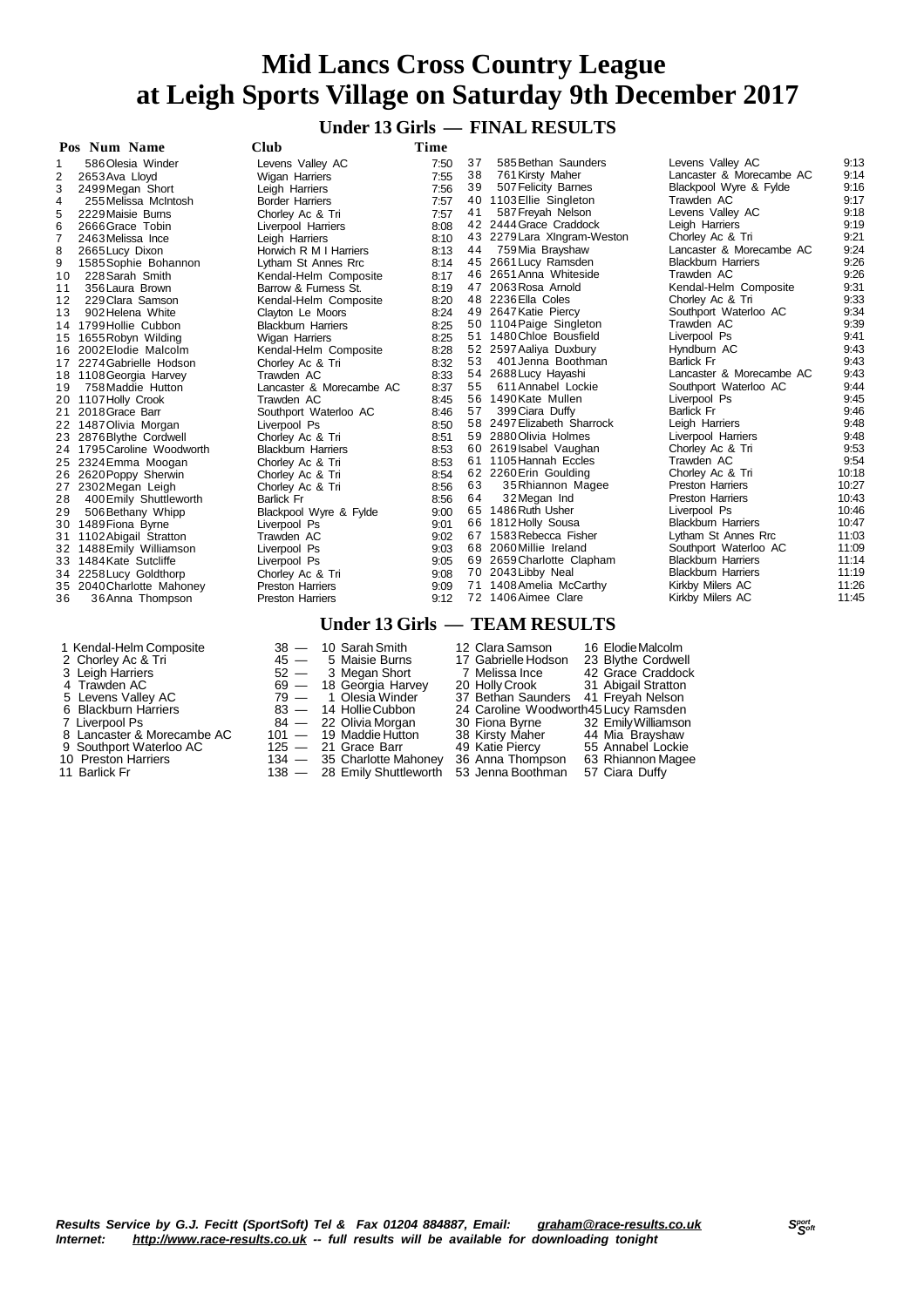# Mid Lancs Cross Country League
# at Leigh Sports Village on Saturday 9th December 2017

## Under 13 Girls — FINAL RESULTS

| Pos | Num | Name | Club | Time |
|---|---|---|---|---|
| 1 | 586 | Olesia Winder | Levens Valley AC | 7:50 |
| 2 | 2653 | Ava Lloyd | Wigan Harriers | 7:55 |
| 3 | 2499 | Megan Short | Leigh Harriers | 7:56 |
| 4 | 255 | Melissa McIntosh | Border Harriers | 7:57 |
| 5 | 2229 | Maisie Burns | Chorley Ac & Tri | 7:57 |
| 6 | 2666 | Grace Tobin | Liverpool Harriers | 8:08 |
| 7 | 2463 | Melissa Ince | Leigh Harriers | 8:10 |
| 8 | 2665 | Lucy Dixon | Horwich R M I Harriers | 8:13 |
| 9 | 1585 | Sophie Bohannon | Lytham St Annes Rrc | 8:14 |
| 10 | 228 | Sarah Smith | Kendal-Helm Composite | 8:17 |
| 11 | 356 | Laura Brown | Barrow & Furness St. | 8:19 |
| 12 | 229 | Clara Samson | Kendal-Helm Composite | 8:20 |
| 13 | 902 | Helena White | Clayton Le Moors | 8:24 |
| 14 | 1799 | Hollie Cubbon | Blackburn Harriers | 8:25 |
| 15 | 1655 | Robyn Wilding | Wigan Harriers | 8:25 |
| 16 | 2002 | Elodie Malcolm | Kendal-Helm Composite | 8:28 |
| 17 | 2274 | Gabrielle Hodson | Chorley Ac & Tri | 8:32 |
| 18 | 1108 | Georgia Harvey | Trawden AC | 8:33 |
| 19 | 758 | Maddie Hutton | Lancaster & Morecambe AC | 8:37 |
| 20 | 1107 | Holly Crook | Trawden AC | 8:45 |
| 21 | 2018 | Grace Barr | Southport Waterloo AC | 8:46 |
| 22 | 1487 | Olivia Morgan | Liverpool Ps | 8:50 |
| 23 | 2876 | Blythe Cordwell | Chorley Ac & Tri | 8:51 |
| 24 | 1795 | Caroline Woodworth | Blackburn Harriers | 8:53 |
| 25 | 2324 | Emma Moogan | Chorley Ac & Tri | 8:53 |
| 26 | 2620 | Poppy Sherwin | Chorley Ac & Tri | 8:54 |
| 27 | 2302 | Megan Leigh | Chorley Ac & Tri | 8:56 |
| 28 | 400 | Emily Shuttleworth | Barlick Fr | 8:56 |
| 29 | 506 | Bethany Whipp | Blackpool Wyre & Fylde | 9:00 |
| 30 | 1489 | Fiona Byrne | Liverpool Ps | 9:01 |
| 31 | 1102 | Abigail Stratton | Trawden AC | 9:02 |
| 32 | 1488 | Emily Williamson | Liverpool Ps | 9:03 |
| 33 | 1484 | Kate Sutcliffe | Liverpool Ps | 9:05 |
| 34 | 2258 | Lucy Goldthorp | Chorley Ac & Tri | 9:08 |
| 35 | 2040 | Charlotte Mahoney | Preston Harriers | 9:09 |
| 36 | 36 | Anna Thompson | Preston Harriers | 9:12 |
| 37 | 585 | Bethan Saunders | Levens Valley AC | 9:13 |
| 38 | 761 | Kirsty Maher | Lancaster & Morecambe AC | 9:14 |
| 39 | 507 | Felicity Barnes | Blackpool Wyre & Fylde | 9:16 |
| 40 | 1103 | Ellie Singleton | Trawden AC | 9:17 |
| 41 | 587 | Freyah Nelson | Levens Valley AC | 9:18 |
| 42 | 2444 | Grace Craddock | Leigh Harriers | 9:19 |
| 43 | 2279 | Lara Xlngram-Weston | Chorley Ac & Tri | 9:21 |
| 44 | 759 | Mia Brayshaw | Lancaster & Morecambe AC | 9:24 |
| 45 | 2661 | Lucy Ramsden | Blackburn Harriers | 9:26 |
| 46 | 2651 | Anna Whiteside | Trawden AC | 9:26 |
| 47 | 2063 | Rosa Arnold | Kendal-Helm Composite | 9:31 |
| 48 | 2236 | Ella Coles | Chorley Ac & Tri | 9:33 |
| 49 | 2647 | Katie Piercy | Southport Waterloo AC | 9:34 |
| 50 | 1104 | Paige Singleton | Trawden AC | 9:39 |
| 51 | 1480 | Chloe Bousfield | Liverpool Ps | 9:41 |
| 52 | 2597 | Aaliya Duxbury | Hyndburn AC | 9:43 |
| 53 | 401 | Jenna Boothman | Barlick Fr | 9:43 |
| 54 | 2688 | Lucy Hayashi | Lancaster & Morecambe AC | 9:43 |
| 55 | 611 | Annabel Lockie | Southport Waterloo AC | 9:44 |
| 56 | 1490 | Kate Mullen | Liverpool Ps | 9:45 |
| 57 | 399 | Ciara Duffy | Barlick Fr | 9:46 |
| 58 | 2497 | Elizabeth Sharrock | Leigh Harriers | 9:48 |
| 59 | 2880 | Olivia Holmes | Liverpool Harriers | 9:48 |
| 60 | 2619 | Isabel Vaughan | Chorley Ac & Tri | 9:53 |
| 61 | 1105 | Hannah Eccles | Trawden AC | 9:54 |
| 62 | 2260 | Erin Goulding | Chorley Ac & Tri | 10:18 |
| 63 | 35 | Rhiannon Magee | Preston Harriers | 10:27 |
| 64 | 32 | Megan Ind | Preston Harriers | 10:43 |
| 65 | 1486 | Ruth Usher | Liverpool Ps | 10:46 |
| 66 | 1812 | Holly Sousa | Blackburn Harriers | 10:47 |
| 67 | 1583 | Rebecca Fisher | Lytham St Annes Rrc | 11:03 |
| 68 | 2060 | Millie Ireland | Southport Waterloo AC | 11:09 |
| 69 | 2659 | Charlotte Clapham | Blackburn Harriers | 11:14 |
| 70 | 2043 | Libby Neal | Blackburn Harriers | 11:19 |
| 71 | 1408 | Amelia McCarthy | Kirkby Milers AC | 11:26 |
| 72 | 1406 | Aimee Clare | Kirkby Milers AC | 11:45 |

## Under 13 Girls — TEAM RESULTS

| Pos | Team | Points | Runner 1 | Runner 2 | Runner 3 |
|---|---|---|---|---|---|
| 1 | Kendal-Helm Composite | 38 | 10 Sarah Smith | 12 Clara Samson | 16 Elodie Malcolm |
| 2 | Chorley Ac & Tri | 45 | 5 Maisie Burns | 17 Gabrielle Hodson | 23 Blythe Cordwell |
| 3 | Leigh Harriers | 52 | 3 Megan Short | 7 Melissa Ince | 42 Grace Craddock |
| 4 | Trawden AC | 69 | 18 Georgia Harvey | 20 Holly Crook | 31 Abigail Stratton |
| 5 | Levens Valley AC | 79 | 1 Olesia Winder | 37 Bethan Saunders | 41 Freyah Nelson |
| 6 | Blackburn Harriers | 83 | 14 Hollie Cubbon | 24 Caroline Woodworth | 45 Lucy Ramsden |
| 7 | Liverpool Ps | 84 | 22 Olivia Morgan | 30 Fiona Byrne | 32 Emily Williamson |
| 8 | Lancaster & Morecambe AC | 101 | 19 Maddie Hutton | 38 Kirsty Maher | 44 Mia Brayshaw |
| 9 | Southport Waterloo AC | 125 | 21 Grace Barr | 49 Katie Piercy | 55 Annabel Lockie |
| 10 | Preston Harriers | 134 | 35 Charlotte Mahoney | 36 Anna Thompson | 63 Rhiannon Magee |
| 11 | Barlick Fr | 138 | 28 Emily Shuttleworth | 53 Jenna Boothman | 57 Ciara Duffy |

*Results Service by G.J. Fecitt (SportSoft) Tel & Fax 01204 884887, Email: graham@race-results.co.uk*
*Internet: http://www.race-results.co.uk -- full results will be available for downloading tonight*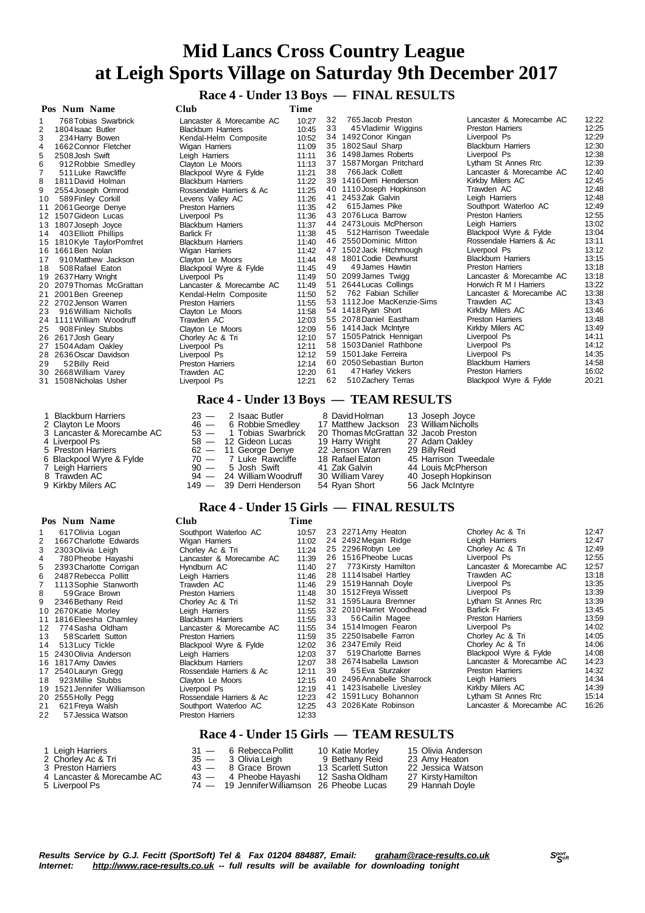# Mid Lancs Cross Country League
# at Leigh Sports Village on Saturday 9th December 2017

## Race 4 - Under 13 Boys — FINAL RESULTS

| Pos | Num | Name | Club | Time |
|---|---|---|---|---|
| 1 | 768 | Tobias Swarbrick | Lancaster & Morecambe AC | 10:27 |
| 2 | 1804 | Isaac Butler | Blackburn Harriers | 10:45 |
| 3 | 234 | Harry Bowen | Kendal-Helm Composite | 10:52 |
| 4 | 1662 | Connor Fletcher | Wigan Harriers | 11:09 |
| 5 | 2508 | Josh Swift | Leigh Harriers | 11:11 |
| 6 | 912 | Robbie Smedley | Clayton Le Moors | 11:13 |
| 7 | 511 | Luke Rawcliffe | Blackpool Wyre & Fylde | 11:21 |
| 8 | 1811 | David Holman | Blackburn Harriers | 11:22 |
| 9 | 2554 | Joseph Ormrod | Rossendale Harriers & Ac | 11:25 |
| 10 | 589 | Finley Corkill | Levens Valley AC | 11:26 |
| 11 | 2061 | George Denye | Preston Harriers | 11:35 |
| 12 | 1507 | Gideon Lucas | Liverpool Ps | 11:36 |
| 13 | 1807 | Joseph Joyce | Blackburn Harriers | 11:37 |
| 14 | 403 | Elliott Phillips | Barlick Fr | 11:38 |
| 15 | 1810 | Kyle TaylorPomfret | Blackburn Harriers | 11:40 |
| 16 | 1661 | Ben Nolan | Wigan Harriers | 11:42 |
| 17 | 910 | Matthew Jackson | Clayton Le Moors | 11:44 |
| 18 | 508 | Rafael Eaton | Blackpool Wyre & Fylde | 11:45 |
| 19 | 2637 | Harry Wright | Liverpool Ps | 11:49 |
| 20 | 2079 | Thomas McGrattan | Lancaster & Morecambe AC | 11:49 |
| 21 | 2001 | Ben Greenep | Kendal-Helm Composite | 11:50 |
| 22 | 2702 | Jenson Warren | Preston Harriers | 11:55 |
| 23 | 916 | William Nicholls | Clayton Le Moors | 11:58 |
| 24 | 1111 | William Woodruff | Trawden AC | 12:03 |
| 25 | 908 | Finley Stubbs | Clayton Le Moors | 12:09 |
| 26 | 2617 | Josh Geary | Chorley Ac & Tri | 12:10 |
| 27 | 1504 | Adam Oakley | Liverpool Ps | 12:11 |
| 28 | 2636 | Oscar Davidson | Liverpool Ps | 12:12 |
| 29 | 52 | Billy Reid | Preston Harriers | 12:14 |
| 30 | 2668 | William Varey | Trawden AC | 12:20 |
| 31 | 1508 | Nicholas Usher | Liverpool Ps | 12:21 |
| 32 | 765 | Jacob Preston | Lancaster & Morecambe AC | 12:22 |
| 33 | 45 | Vladimir Wiggins | Preston Harriers | 12:25 |
| 34 | 1492 | Conor Kingan | Liverpool Ps | 12:29 |
| 35 | 1802 | Saul Sharp | Blackburn Harriers | 12:30 |
| 36 | 1498 | James Roberts | Liverpool Ps | 12:38 |
| 37 | 1587 | Morgan Pritchard | Lytham St Annes Rrc | 12:39 |
| 38 | 766 | Jack Collett | Lancaster & Morecambe AC | 12:40 |
| 39 | 1416 | Derri Henderson | Kirkby Milers AC | 12:45 |
| 40 | 1110 | Joseph Hopkinson | Trawden AC | 12:48 |
| 41 | 2453 | Zak Galvin | Leigh Harriers | 12:48 |
| 42 | 615 | James Pike | Southport Waterloo AC | 12:49 |
| 43 | 2076 | Luca Barrow | Preston Harriers | 12:55 |
| 44 | 2473 | Louis McPherson | Leigh Harriers | 13:02 |
| 45 | 512 | Harrison Tweedale | Blackpool Wyre & Fylde | 13:04 |
| 46 | 2550 | Dominic Mitton | Rossendale Harriers & Ac | 13:11 |
| 47 | 1502 | Jack Hitchmough | Liverpool Ps | 13:12 |
| 48 | 1801 | Codie Dewhurst | Blackburn Harriers | 13:15 |
| 49 | 49 | James Hawtin | Preston Harriers | 13:18 |
| 50 | 2099 | James Twigg | Lancaster & Morecambe AC | 13:18 |
| 51 | 2644 | Lucas Collings | Horwich R M I Harriers | 13:22 |
| 52 | 762 | Fabian Schiller | Lancaster & Morecambe AC | 13:38 |
| 53 | 1112 | Joe MacKenzie-Sims | Trawden AC | 13:43 |
| 54 | 1418 | Ryan Short | Kirkby Milers AC | 13:46 |
| 55 | 2078 | Daniel Eastham | Preston Harriers | 13:48 |
| 56 | 1414 | Jack McIntyre | Kirkby Milers AC | 13:49 |
| 57 | 1505 | Patrick Hennigan | Liverpool Ps | 14:11 |
| 58 | 1503 | Daniel Rathbone | Liverpool Ps | 14:12 |
| 59 | 1501 | Jake Ferreira | Liverpool Ps | 14:35 |
| 60 | 2050 | Sebastian Burton | Blackburn Harriers | 14:58 |
| 61 | 47 | Harley Vickers | Preston Harriers | 16:02 |
| 62 | 510 | Zachery Terras | Blackpool Wyre & Fylde | 20:21 |

## Race 4 - Under 13 Boys — TEAM RESULTS

| Pos | Team | Pts | 1st | 2nd | 3rd | 4th |
|---|---|---|---|---|---|---|
| 1 | Blackburn Harriers | 23 | 2 Isaac Butler | 8 David Holman | 13 Joseph Joyce | |
| 2 | Clayton Le Moors | 46 | 6 Robbie Smedley | 17 Matthew Jackson | 23 William Nicholls | |
| 3 | Lancaster & Morecambe AC | 53 | 1 Tobias Swarbrick | 20 Thomas McGrattan | 32 Jacob Preston | |
| 4 | Liverpool Ps | 58 | 12 Gideon Lucas | 19 Harry Wright | 27 Adam Oakley | |
| 5 | Preston Harriers | 62 | 11 George Denye | 22 Jenson Warren | 29 Billy Reid | |
| 6 | Blackpool Wyre & Fylde | 70 | 7 Luke Rawcliffe | 18 Rafael Eaton | 45 Harrison Tweedale | |
| 7 | Leigh Harriers | 90 | 5 Josh Swift | 41 Zak Galvin | 44 Louis McPherson | |
| 8 | Trawden AC | 94 | 24 William Woodruff | 30 William Varey | 40 Joseph Hopkinson | |
| 9 | Kirkby Milers AC | 149 | 39 Derri Henderson | 54 Ryan Short | 56 Jack McIntyre | |

## Race 4 - Under 15 Girls — FINAL RESULTS

| Pos | Num | Name | Club | Time |
|---|---|---|---|---|
| 1 | 617 | Olivia Logan | Southport Waterloo AC | 10:57 |
| 2 | 1667 | Charlotte Edwards | Wigan Harriers | 11:02 |
| 3 | 2303 | Olivia Leigh | Chorley Ac & Tri | 11:24 |
| 4 | 780 | Pheobe Hayashi | Lancaster & Morecambe AC | 11:39 |
| 5 | 2393 | Charlotte Corrigan | Hyndburn AC | 11:40 |
| 6 | 2487 | Rebecca Pollitt | Leigh Harriers | 11:46 |
| 7 | 1113 | Sophie Stanworth | Trawden AC | 11:46 |
| 8 | 59 | Grace Brown | Preston Harriers | 11:48 |
| 9 | 2346 | Bethany Reid | Chorley Ac & Tri | 11:52 |
| 10 | 2670 | Katie Morley | Leigh Harriers | 11:55 |
| 11 | 1816 | Eleesha Charnley | Blackburn Harriers | 11:55 |
| 12 | 774 | Sasha Oldham | Lancaster & Morecambe AC | 11:55 |
| 13 | 58 | Scarlett Sutton | Preston Harriers | 11:59 |
| 14 | 513 | Lucy Tickle | Blackpool Wyre & Fylde | 12:02 |
| 15 | 2430 | Olivia Anderson | Leigh Harriers | 12:03 |
| 16 | 1817 | Amy Davies | Blackburn Harriers | 12:07 |
| 17 | 2540 | Lauryn Gregg | Rossendale Harriers & Ac | 12:11 |
| 18 | 923 | Millie Stubbs | Clayton Le Moors | 12:15 |
| 19 | 1521 | Jennifer Williamson | Liverpool Ps | 12:19 |
| 20 | 2555 | Holly Pegg | Rossendale Harriers & Ac | 12:23 |
| 21 | 621 | Freya Walsh | Southport Waterloo AC | 12:25 |
| 22 | 57 | Jessica Watson | Preston Harriers | 12:33 |
| 23 | 2271 | Amy Heaton | Chorley Ac & Tri | 12:47 |
| 24 | 2492 | Megan Ridge | Leigh Harriers | 12:47 |
| 25 | 2296 | Robyn Lee | Chorley Ac & Tri | 12:49 |
| 26 | 1516 | Pheobe Lucas | Liverpool Ps | 12:55 |
| 27 | 773 | Kirsty Hamilton | Lancaster & Morecambe AC | 12:57 |
| 28 | 1114 | Isabel Hartley | Trawden AC | 13:18 |
| 29 | 1519 | Hannah Doyle | Liverpool Ps | 13:35 |
| 30 | 1512 | Freya Wissett | Liverpool Ps | 13:39 |
| 31 | 1595 | Laura Bremner | Lytham St Annes Rrc | 13:39 |
| 32 | 2010 | Harriet Woodhead | Barlick Fr | 13:45 |
| 33 | 56 | Cailin Magee | Preston Harriers | 13:59 |
| 34 | 1514 | Imogen Fearon | Liverpool Ps | 14:02 |
| 35 | 2250 | Isabelle Farron | Chorley Ac & Tri | 14:05 |
| 36 | 2347 | Emily Reid | Chorley Ac & Tri | 14:06 |
| 37 | 519 | Charlotte Barnes | Blackpool Wyre & Fylde | 14:08 |
| 38 | 2674 | Isabella Lawson | Lancaster & Morecambe AC | 14:23 |
| 39 | 55 | Eva Sturzaker | Preston Harriers | 14:32 |
| 40 | 2496 | Annabelle Sharrock | Leigh Harriers | 14:34 |
| 41 | 1423 | Isabelle Livesley | Kirkby Milers AC | 14:39 |
| 42 | 1591 | Lucy Bohannon | Lytham St Annes Rrc | 15:14 |
| 43 | 2026 | Kate Robinson | Lancaster & Morecambe AC | 16:26 |

## Race 4 - Under 15 Girls — TEAM RESULTS

| Pos | Team | Pts | 1st | 2nd | 3rd |
|---|---|---|---|---|---|
| 1 | Leigh Harriers | 31 | 6 Rebecca Pollitt | 10 Katie Morley | 15 Olivia Anderson |
| 2 | Chorley Ac & Tri | 35 | 3 Olivia Leigh | 9 Bethany Reid | 23 Amy Heaton |
| 3 | Preston Harriers | 43 | 8 Grace Brown | 13 Scarlett Sutton | 22 Jessica Watson |
| 4 | Lancaster & Morecambe AC | 43 | 4 Pheobe Hayashi | 12 Sasha Oldham | 27 Kirsty Hamilton |
| 5 | Liverpool Ps | 74 | 19 Jennifer Williamson | 26 Pheobe Lucas | 29 Hannah Doyle |

*Results Service by G.J. Fecitt (SportSoft) Tel & Fax 01204 884887, Email: graham@race-results.co.uk*
*Internet: http://www.race-results.co.uk -- full results will be available for downloading tonight*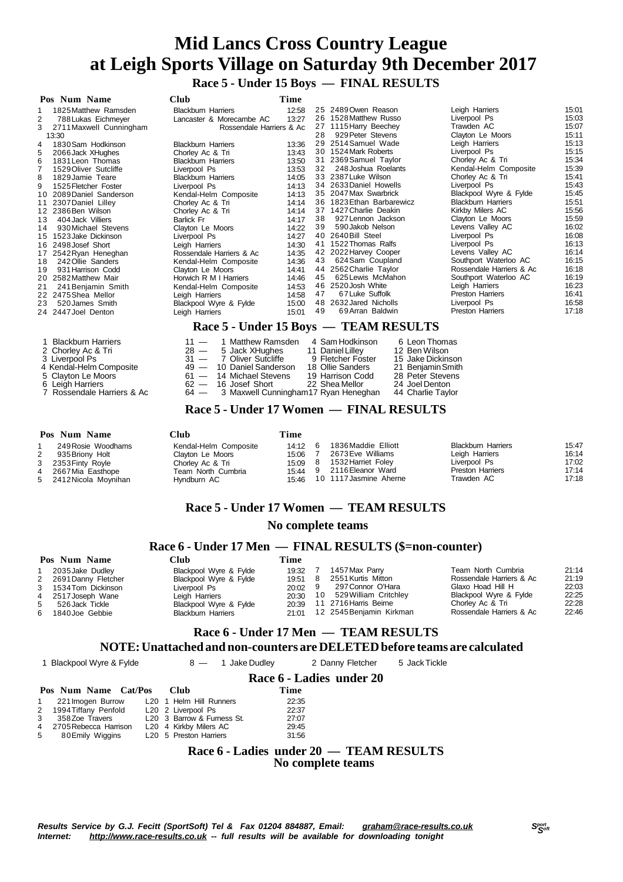# Mid Lancs Cross Country League
# at Leigh Sports Village on Saturday 9th December 2017

## Race 5 - Under 15 Boys — FINAL RESULTS

| Pos | Num | Name | Club | Time |
|---|---|---|---|---|
| 1 | 1825 | Matthew Ramsden | Blackburn Harriers | 12:58 |
| 2 | 788 | Lukas Eichmeyer | Lancaster & Morecambe AC | 13:27 |
| 3 | 2711 | Maxwell Cunningham | Rossendale Harriers & Ac | 13:30 |
| 4 | 1830 | Sam Hodkinson | Blackburn Harriers | 13:36 |
| 5 | 2066 | Jack XHughes | Chorley Ac & Tri | 13:43 |
| 6 | 1831 | Leon Thomas | Blackburn Harriers | 13:50 |
| 7 | 1529 | Oliver Sutcliffe | Liverpool Ps | 13:53 |
| 8 | 1829 | Jamie Teare | Blackburn Harriers | 14:05 |
| 9 | 1525 | Fletcher Foster | Liverpool Ps | 14:13 |
| 10 | 2089 | Daniel Sanderson | Kendal-Helm Composite | 14:13 |
| 11 | 2307 | Daniel Lilley | Chorley Ac & Tri | 14:14 |
| 12 | 2386 | Ben Wilson | Chorley Ac & Tri | 14:14 |
| 13 | 404 | Jack Villiers | Barlick Fr | 14:17 |
| 14 | 930 | Michael Stevens | Clayton Le Moors | 14:22 |
| 15 | 1523 | Jake Dickinson | Liverpool Ps | 14:27 |
| 16 | 2498 | Josef Short | Leigh Harriers | 14:30 |
| 17 | 2542 | Ryan Heneghan | Rossendale Harriers & Ac | 14:35 |
| 18 | 242 | Ollie Sanders | Kendal-Helm Composite | 14:36 |
| 19 | 931 | Harrison Codd | Clayton Le Moors | 14:41 |
| 20 | 2582 | Matthew Mair | Horwich R M I Harriers | 14:46 |
| 21 | 241 | Benjamin Smith | Kendal-Helm Composite | 14:53 |
| 22 | 2475 | Shea Mellor | Leigh Harriers | 14:58 |
| 23 | 520 | James Smith | Blackpool Wyre & Fylde | 15:00 |
| 24 | 2447 | Joel Denton | Leigh Harriers | 15:01 |
| 25 | 2489 | Owen Reason | Leigh Harriers | 15:01 |
| 26 | 1528 | Matthew Russo | Liverpool Ps | 15:03 |
| 27 | 1115 | Harry Beechey | Trawden AC | 15:07 |
| 28 | 929 | Peter Stevens | Clayton Le Moors | 15:11 |
| 29 | 2514 | Samuel Wade | Leigh Harriers | 15:13 |
| 30 | 1524 | Mark Roberts | Liverpool Ps | 15:15 |
| 31 | 2369 | Samuel Taylor | Chorley Ac & Tri | 15:34 |
| 32 | 248 | Joshua Roelants | Kendal-Helm Composite | 15:39 |
| 33 | 2387 | Luke Wilson | Chorley Ac & Tri | 15:41 |
| 34 | 2633 | Daniel Howells | Liverpool Ps | 15:43 |
| 35 | 2047 | Max Swarbrick | Blackpool Wyre & Fylde | 15:45 |
| 36 | 1823 | Ethan Barbarewicz | Blackburn Harriers | 15:51 |
| 37 | 1427 | Charlie Deakin | Kirkby Milers AC | 15:56 |
| 38 | 927 | Lennon Jackson | Clayton Le Moors | 15:59 |
| 39 | 590 | Jakob Nelson | Levens Valley AC | 16:02 |
| 40 | 2640 | Bill Steel | Liverpool Ps | 16:08 |
| 41 | 1522 | Thomas Ralfs | Liverpool Ps | 16:13 |
| 42 | 2022 | Harvey Cooper | Levens Valley AC | 16:14 |
| 43 | 624 | Sam Coupland | Southport Waterloo AC | 16:15 |
| 44 | 2562 | Charlie Taylor | Rossendale Harriers & Ac | 16:18 |
| 45 | 625 | Lewis McMahon | Southport Waterloo AC | 16:19 |
| 46 | 2520 | Josh White | Leigh Harriers | 16:23 |
| 47 | 67 | Luke Suffolk | Preston Harriers | 16:41 |
| 48 | 2632 | Jared Nicholls | Liverpool Ps | 16:58 |
| 49 | 69 | Arran Baldwin | Preston Harriers | 17:18 |

## Race 5 - Under 15 Boys — TEAM RESULTS

| Pos | Club | Points | 1st | 2nd | 3rd |
|---|---|---|---|---|---|
| 1 | Blackburn Harriers | 11 — | 1 Matthew Ramsden | 4 Sam Hodkinson | 6 Leon Thomas |
| 2 | Chorley Ac & Tri | 28 — | 5 Jack XHughes | 11 Daniel Lilley | 12 Ben Wilson |
| 3 | Liverpool Ps | 31 — | 7 Oliver Sutcliffe | 9 Fletcher Foster | 15 Jake Dickinson |
| 4 | Kendal-Helm Composite | 49 — | 10 Daniel Sanderson | 18 Ollie Sanders | 21 Benjamin Smith |
| 5 | Clayton Le Moors | 61 — | 14 Michael Stevens | 19 Harrison Codd | 28 Peter Stevens |
| 6 | Leigh Harriers | 62 — | 16 Josef Short | 22 Shea Mellor | 24 Joel Denton |
| 7 | Rossendale Harriers & Ac | 64 — | 3 Maxwell Cunningham | 17 Ryan Heneghan | 44 Charlie Taylor |

## Race 5 - Under 17 Women — FINAL RESULTS

| Pos | Num | Name | Club | Time |
|---|---|---|---|---|
| 1 | 249 | Rosie Woodhams | Kendal-Helm Composite | 14:12 |
| 2 | 935 | Briony Holt | Clayton Le Moors | 15:06 |
| 3 | 2353 | Finty Royle | Chorley Ac & Tri | 15:09 |
| 4 | 2667 | Mia Easthope | Team North Cumbria | 15:44 |
| 5 | 2412 | Nicola Moynihan | Hyndburn AC | 15:46 |
| 6 | 1836 | Maddie Elliott | Blackburn Harriers | 15:47 |
| 7 | 2673 | Eve Williams | Leigh Harriers | 16:14 |
| 8 | 1532 | Harriet Foley | Liverpool Ps | 17:02 |
| 9 | 2116 | Eleanor Ward | Preston Harriers | 17:14 |
| 10 | 1117 | Jasmine Aherne | Trawden AC | 17:18 |

## Race 5 - Under 17 Women — TEAM RESULTS

**No complete teams**

## Race 6 - Under 17 Men — FINAL RESULTS ($=non-counter)

| Pos | Num | Name | Club | Time |
|---|---|---|---|---|
| 1 | 2035 | Jake Dudley | Blackpool Wyre & Fylde | 19:32 |
| 2 | 2691 | Danny Fletcher | Blackpool Wyre & Fylde | 19:51 |
| 3 | 1534 | Tom Dickinson | Liverpool Ps | 20:02 |
| 4 | 2517 | Joseph Wane | Leigh Harriers | 20:30 |
| 5 | 526 | Jack Tickle | Blackpool Wyre & Fylde | 20:39 |
| 6 | 1840 | Joe Gebbie | Blackburn Harriers | 21:01 |
| 7 | 1457 | Max Parry | Team North Cumbria | 21:14 |
| 8 | 2551 | Kurtis Mitton | Rossendale Harriers & Ac | 21:19 |
| 9 | 297 | Connor O'Hara | Glaxo Hoad Hill H | 22:03 |
| 10 | 529 | William Critchley | Blackpool Wyre & Fylde | 22:25 |
| 11 | 2716 | Harris Beirne | Chorley Ac & Tri | 22:28 |
| 12 | 2545 | Benjamin Kirkman | Rossendale Harriers & Ac | 22:46 |

## Race 6 - Under 17 Men — TEAM RESULTS

### NOTE: Unattached and non-counters are DELETED before teams are calculated

| Pos | Club | Points | 1st | 2nd | 3rd |
|---|---|---|---|---|---|
| 1 | Blackpool Wyre & Fylde | 8 — | 1 Jake Dudley | 2 Danny Fletcher | 5 Jack Tickle |

## Race 6 - Ladies under 20

| Pos | Num | Name | Cat/Pos | | Club | Time |
|---|---|---|---|---|---|---|
| 1 | 221 | Imogen Burrow | L20 | 1 | Helm Hill Runners | 22:35 |
| 2 | 1994 | Tiffany Penfold | L20 | 2 | Liverpool Ps | 22:37 |
| 3 | 358 | Zoe Travers | L20 | 3 | Barrow & Furness St. | 27:07 |
| 4 | 2705 | Rebecca Harrison | L20 | 4 | Kirkby Milers AC | 29:45 |
| 5 | 80 | Emily Wiggins | L20 | 5 | Preston Harriers | 31:56 |

## Race 6 - Ladies under 20 — TEAM RESULTS

**No complete teams**

*Results Service by G.J. Fecitt (SportSoft) Tel & Fax 01204 884887, Email: graham@race-results.co.uk*
*Internet: http://www.race-results.co.uk -- full results will be available for downloading tonight*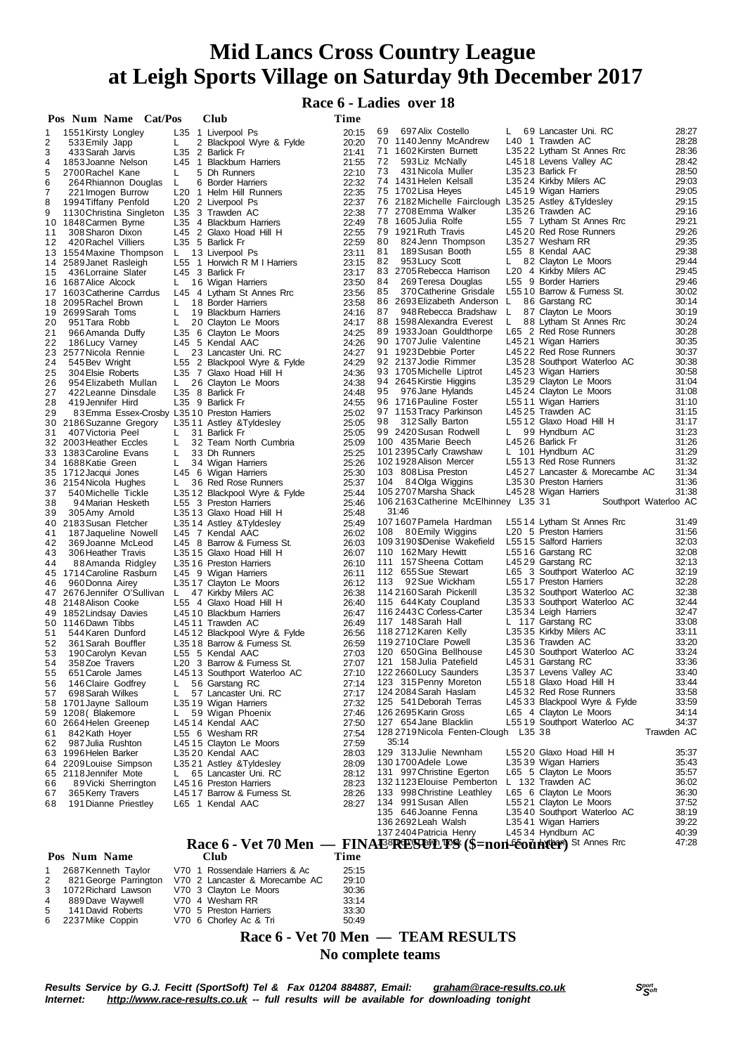# Mid Lancs Cross Country League at Leigh Sports Village on Saturday 9th December 2017

## Race 6 - Ladies over 18

| Pos | Num | Name | Cat/Pos | Club | Time |
|---|---|---|---|---|---|
| 1 | 1551 | Kirsty Longley | L35 1 | Liverpool Ps | 20:15 |
| 2 | 533 | Emily Japp | L 2 | Blackpool Wyre & Fylde | 20:20 |
| 3 | 433 | Sarah Jarvis | L35 2 | Barlick Fr | 21:41 |
| 4 | 1853 | Joanne Nelson | L45 1 | Blackburn Harriers | 21:55 |
| 5 | 2700 | Rachel Kane | L 5 | Dh Runners | 22:10 |
| 6 | 264 | Rhiannon Douglas | L 6 | Border Harriers | 22:32 |
| 7 | 221 | Imogen Burrow | L20 1 | Helm Hill Runners | 22:35 |
| 8 | 1994 | Tiffany Penfold | L20 2 | Liverpool Ps | 22:37 |
| 9 | 1130 | Christina Singleton | L35 3 | Trawden AC | 22:38 |
| 10 | 1848 | Carmen Byrne | L35 4 | Blackburn Harriers | 22:49 |
| 11 | 308 | Sharon Dixon | L45 2 | Glaxo Hoad Hill H | 22:55 |
| 12 | 420 | Rachel Villiers | L35 5 | Barlick Fr | 22:59 |
| 13 | 1554 | Maxine Thompson | L 13 | Liverpool Ps | 23:11 |
| 14 | 2589 | Janet Rasleigh | L55 1 | Horwich R M I Harriers | 23:15 |
| 15 | 436 | Lorraine Slater | L45 3 | Barlick Fr | 23:17 |
| 16 | 1687 | Alice Alcock | L 16 | Wigan Harriers | 23:50 |
| 17 | 1603 | Catherine Carrdus | L45 4 | Lytham St Annes Rrc | 23:56 |
| 18 | 2095 | Rachel Brown | L 18 | Border Harriers | 23:58 |
| 19 | 2699 | Sarah Toms | L 19 | Blackburn Harriers | 24:16 |
| 20 | 951 | Tara Robb | L 20 | Clayton Le Moors | 24:17 |
| 21 | 966 | Amanda Duffy | L35 6 | Clayton Le Moors | 24:25 |
| 22 | 186 | Lucy Varney | L45 5 | Kendal AAC | 24:26 |
| 23 | 2577 | Nicola Rennie | L 23 | Lancaster Uni. RC | 24:27 |
| 24 | 545 | Bev Wright | L55 2 | Blackpool Wyre & Fylde | 24:29 |
| 25 | 304 | Elsie Roberts | L35 7 | Glaxo Hoad Hill H | 24:36 |
| 26 | 954 | Elizabeth Mullan | L 26 | Clayton Le Moors | 24:38 |
| 27 | 422 | Leanne Dinsdale | L35 8 | Barlick Fr | 24:48 |
| 28 | 419 | Jennifer Hird | L35 9 | Barlick Fr | 24:55 |
| 29 | 83 | Emma Essex-Crosby | L35 10 | Preston Harriers | 25:02 |
| 30 | 2186 | Suzanne Gregory | L35 11 | Astley &Tyldesley | 25:05 |
| 31 | 407 | Victoria Peel | L 31 | Barlick Fr | 25:05 |
| 32 | 2003 | Heather Eccles | L 32 | Team North Cumbria | 25:09 |
| 33 | 1383 | Caroline Evans | L 33 | Dh Runners | 25:25 |
| 34 | 1688 | Katie Green | L 34 | Wigan Harriers | 25:26 |
| 35 | 1712 | Jacqui Jones | L45 6 | Wigan Harriers | 25:30 |
| 36 | 2154 | Nicola Hughes | L 36 | Red Rose Runners | 25:37 |
| 37 | 540 | Michelle Tickle | L35 12 | Blackpool Wyre & Fylde | 25:44 |
| 38 | 94 | Marian Hesketh | L55 3 | Preston Harriers | 25:46 |
| 39 | 305 | Amy Arnold | L35 13 | Glaxo Hoad Hill H | 25:48 |
| 40 | 2183 | Susan Fletcher | L35 14 | Astley &Tyldesley | 25:49 |
| 41 | 187 | Jaqueline Nowell | L45 7 | Kendal AAC | 26:02 |
| 42 | 369 | Joanne McLeod | L45 8 | Barrow & Furness St. | 26:03 |
| 43 | 306 | Heather Travis | L35 15 | Glaxo Hoad Hill H | 26:07 |
| 44 | 88 | Amanda Ridgley | L35 16 | Preston Harriers | 26:10 |
| 45 | 1714 | Caroline Rasburn | L45 9 | Wigan Harriers | 26:11 |
| 46 | 960 | Donna Airey | L35 17 | Clayton Le Moors | 26:12 |
| 47 | 2676 | Jennifer O'Sullivan | L 47 | Kirkby Milers AC | 26:38 |
| 48 | 2148 | Alison Cooke | L55 4 | Glaxo Hoad Hill H | 26:40 |
| 49 | 1852 | Lindsay Davies | L45 10 | Blackburn Harriers | 26:47 |
| 50 | 1146 | Dawn Tibbs | L45 11 | Trawden AC | 26:49 |
| 51 | 544 | Karen Dunford | L45 12 | Blackpool Wyre & Fylde | 26:56 |
| 52 | 361 | Sarah Bouffler | L35 18 | Barrow & Furness St. | 26:59 |
| 53 | 190 | Carolyn Kevan | L55 5 | Kendal AAC | 27:03 |
| 54 | 358 | Zoe Travers | L20 3 | Barrow & Furness St. | 27:07 |
| 55 | 651 | Carole James | L45 13 | Southport Waterloo AC | 27:10 |
| 56 | 146 | Claire Godfrey | L 56 | Garstang RC | 27:14 |
| 57 | 698 | Sarah Wilkes | L 57 | Lancaster Uni. RC | 27:17 |
| 58 | 1701 | Jayne Salloum | L35 19 | Wigan Harriers | 27:32 |
| 59 | 1208 | ( Blakemore | L 59 | Wigan Phoenix | 27:46 |
| 60 | 2664 | Helen Greenep | L45 14 | Kendal AAC | 27:50 |
| 61 | 842 | Kath Hoyer | L55 6 | Wesham RR | 27:54 |
| 62 | 987 | Julia Rushton | L45 15 | Clayton Le Moors | 27:59 |
| 63 | 1996 | Helen Barker | L35 20 | Kendal AAC | 28:03 |
| 64 | 2209 | Louise Simpson | L35 21 | Astley &Tyldesley | 28:09 |
| 65 | 2118 | Jennifer Mote | L 65 | Lancaster Uni. RC | 28:12 |
| 66 | 89 | Vicki Sherrington | L45 16 | Preston Harriers | 28:23 |
| 67 | 365 | Kerry Travers | L45 17 | Barrow & Furness St. | 28:26 |
| 68 | 191 | Dianne Priestley | L65 1 | Kendal AAC | 28:27 |
| 69 | 697 | Alix Costello | L 69 | Lancaster Uni. RC | 28:27 |
| 70 | 1140 | Jenny McAndrew | L40 1 | Trawden AC | 28:28 |
| 71 | 1602 | Kirsten Burnett | L35 22 | Lytham St Annes Rrc | 28:36 |
| 72 | 593 | Liz McNally | L45 18 | Levens Valley AC | 28:42 |
| 73 | 431 | Nicola Muller | L35 23 | Barlick Fr | 28:50 |
| 74 | 1431 | Helen Kelsall | L35 24 | Kirkby Milers AC | 29:03 |
| 75 | 1702 | Lisa Heyes | L45 19 | Wigan Harriers | 29:05 |
| 76 | 2182 | Michelle Fairclough | L35 25 | Astley &Tyldesley | 29:15 |
| 77 | 2708 | Emma Walker | L35 26 | Trawden AC | 29:16 |
| 78 | 1605 | Julia Rolfe | L55 7 | Lytham St Annes Rrc | 29:21 |
| 79 | 1921 | Ruth Travis | L45 20 | Red Rose Runners | 29:26 |
| 80 | 824 | Jenn Thompson | L35 27 | Wesham RR | 29:35 |
| 81 | 189 | Susan Booth | L55 8 | Kendal AAC | 29:38 |
| 82 | 953 | Lucy Scott | L 82 | Clayton Le Moors | 29:44 |
| 83 | 2705 | Rebecca Harrison | L20 4 | Kirkby Milers AC | 29:45 |
| 84 | 269 | Teresa Douglas | L55 9 | Border Harriers | 29:46 |
| 85 | 370 | Catherine Grisdale | L55 10 | Barrow & Furness St. | 30:02 |
| 86 | 2693 | Elizabeth Anderson | L 86 | Garstang RC | 30:14 |
| 87 | 948 | Rebecca Bradshaw | L 87 | Clayton Le Moors | 30:19 |
| 88 | 1598 | Alexandra Everest | L 88 | Lytham St Annes Rrc | 30:24 |
| 89 | 1933 | Joan Gouldthorpe | L65 2 | Red Rose Runners | 30:28 |
| 90 | 1707 | Julie Valentine | L45 21 | Wigan Harriers | 30:35 |
| 91 | 1923 | Debbie Porter | L45 22 | Red Rose Runners | 30:37 |
| 92 | 2137 | Jodie Rimmer | L35 28 | Southport Waterloo AC | 30:38 |
| 93 | 1705 | Michelle Liptrot | L45 23 | Wigan Harriers | 30:58 |
| 94 | 2645 | Kirstie Higgins | L35 29 | Clayton Le Moors | 31:04 |
| 95 | 976 | Jane Hylands | L45 24 | Clayton Le Moors | 31:08 |
| 96 | 1716 | Pauline Foster | L55 11 | Wigan Harriers | 31:10 |
| 97 | 1153 | Tracy Parkinson | L45 25 | Trawden AC | 31:15 |
| 98 | 312 | Sally Barton | L55 12 | Glaxo Hoad Hill H | 31:17 |
| 99 | 2420 | Susan Rodwell | L 99 | Hyndburn AC | 31:23 |
| 100 | 435 | Marie Beech | L45 26 | Barlick Fr | 31:26 |
| 101 | 2395 | Carly Crawshaw | L 101 | Hyndburn AC | 31:29 |
| 102 | 1928 | Alison Mercer | L55 13 | Red Rose Runners | 31:32 |
| 103 | 808 | Lisa Preston | L45 27 | Lancaster & Morecambe AC | 31:34 |
| 104 | 84 | Olga Wiggins | L35 30 | Preston Harriers | 31:36 |
| 105 | 2707 | Marsha Shack | L45 28 | Wigan Harriers | 31:38 |
| 106 | 2163 | Catherine McElhinney | L35 31 | Southport Waterloo AC | 31:46 |
| 107 | 1607 | Pamela Hardman | L55 14 | Lytham St Annes Rrc | 31:49 |
| 108 | 80 | Emily Wiggins | L20 5 | Preston Harriers | 31:56 |
| 109 | 3190 | $Denise Wakefield | L55 15 | Salford Harriers | 32:03 |
| 110 | 162 | Mary Hewitt | L55 16 | Garstang RC | 32:08 |
| 111 | 157 | Sheena Cottam | L45 29 | Garstang RC | 32:13 |
| 112 | 655 | Sue Stewart | L65 3 | Southport Waterloo AC | 32:19 |
| 113 | 92 | Sue Wickham | L55 17 | Preston Harriers | 32:28 |
| 114 | 2160 | Sarah Pickerill | L35 32 | Southport Waterloo AC | 32:38 |
| 115 | 644 | Katy Coupland | L35 33 | Southport Waterloo AC | 32:44 |
| 116 | 2443 | C Corless-Carter | L35 34 | Leigh Harriers | 32:47 |
| 117 | 148 | Sarah Hall | L 117 | Garstang RC | 33:08 |
| 118 | 2712 | Karen Kelly | L35 35 | Kirkby Milers AC | 33:11 |
| 119 | 2710 | Clare Powell | L35 36 | Trawden AC | 33:20 |
| 120 | 650 | Gina Bellhouse | L45 30 | Southport Waterloo AC | 33:24 |
| 121 | 158 | Julia Patefield | L45 31 | Garstang RC | 33:36 |
| 122 | 2660 | Lucy Saunders | L35 37 | Levens Valley AC | 33:40 |
| 123 | 315 | Penny Moreton | L55 18 | Glaxo Hoad Hill H | 33:44 |
| 124 | 2084 | Sarah Haslam | L45 32 | Red Rose Runners | 33:58 |
| 125 | 541 | Deborah Terras | L45 33 | Blackpool Wyre & Fylde | 33:59 |
| 126 | 2695 | Karin Gross | L65 4 | Clayton Le Moors | 34:14 |
| 127 | 654 | Jane Blacklin | L55 19 | Southport Waterloo AC | 34:37 |
| 128 | 2719 | Nicola Fenton-Clough | L35 38 | Trawden AC | 35:14 |
| 129 | 313 | Julie Newnham | L55 20 | Glaxo Hoad Hill H | 35:37 |
| 130 | 1700 | Adele Lowe | L35 39 | Wigan Harriers | 35:43 |
| 131 | 997 | Christine Egerton | L65 5 | Clayton Le Moors | 35:57 |
| 132 | 1123 | Elouise Pemberton | L 132 | Trawden AC | 36:02 |
| 133 | 998 | Christine Leathley | L65 6 | Clayton Le Moors | 36:30 |
| 134 | 991 | Susan Allen | L55 21 | Clayton Le Moors | 37:52 |
| 135 | 646 | Joanne Fenna | L35 40 | Southport Waterloo AC | 38:19 |
| 136 | 2692 | Leah Walsh | L35 41 | Wigan Harriers | 39:22 |
| 137 | 2404 | Patricia Henry | L45 34 | Hyndburn AC | 40:39 |
| 138 | 1607 | Dawn Tosh | L65 7 | Lytham St Annes Rrc | 47:28 |

## Race 6 - Vet 70 Men — FINAL RESULTS ($=non-counter)

| Pos | Num | Name | Cat/Pos | Club | Time |
|---|---|---|---|---|---|
| 1 | 2687 | Kenneth Taylor | V70 1 | Rossendale Harriers & Ac | 25:15 |
| 2 | 821 | George Parrington | V70 2 | Lancaster & Morecambe AC | 29:10 |
| 3 | 1072 | Richard Lawson | V70 3 | Clayton Le Moors | 30:36 |
| 4 | 889 | Dave Waywell | V70 4 | Wesham RR | 33:14 |
| 5 | 141 | David Roberts | V70 5 | Preston Harriers | 33:30 |
| 6 | 2237 | Mike Coppin | V70 6 | Chorley Ac & Tri | 50:49 |

## Race 6 - Vet 70 Men — TEAM RESULTS

**No complete teams**

*Results Service by G.J. Fecitt (SportSoft) Tel & Fax 01204 884887, Email: graham@race-results.co.uk*
*Internet: http://www.race-results.co.uk -- full results will be available for downloading tonight*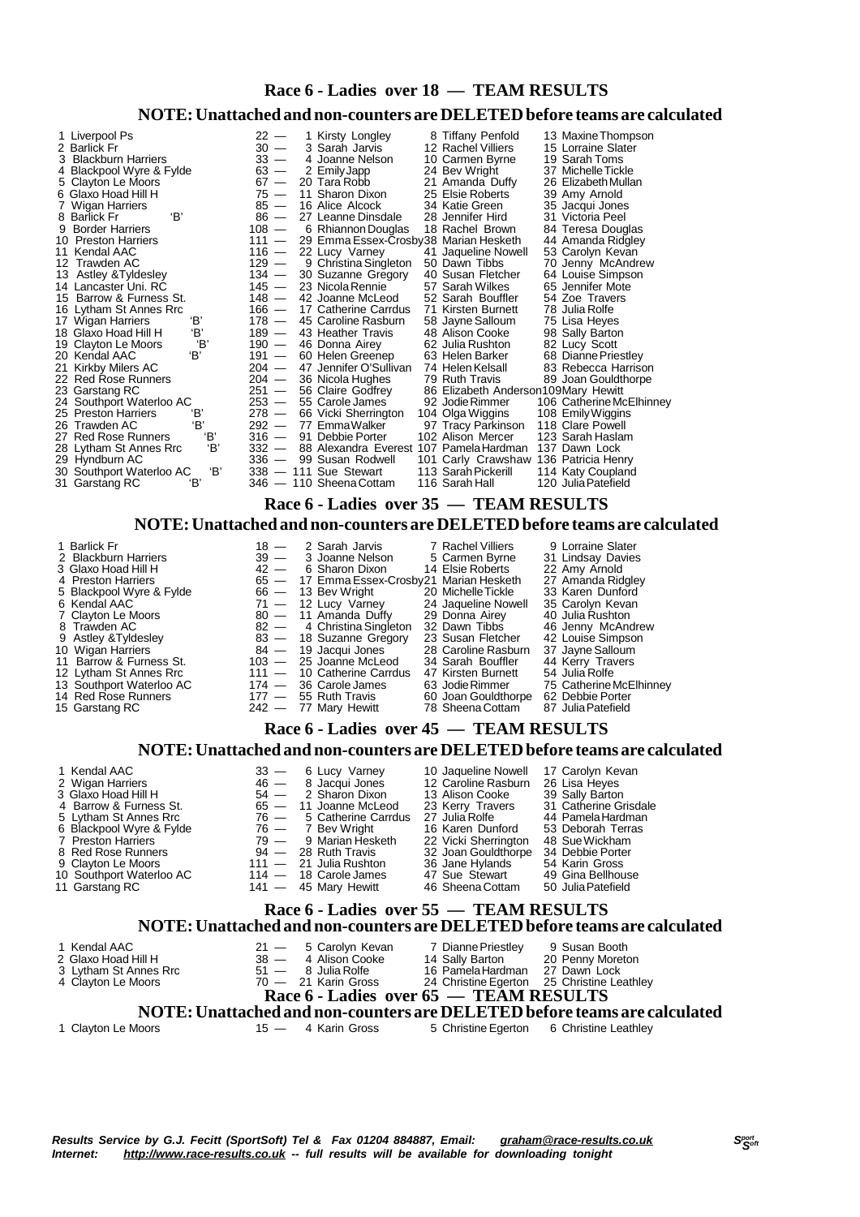## Race 6 - Ladies over 18 — TEAM RESULTS

### NOTE: Unattached and non-counters are DELETED before teams are calculated

| Pos | Team | | Pts | 1st | 2nd | 3rd |
|---|---|---|---|---|---|---|
| 1 | Liverpool Ps | | 22 — | 1 Kirsty Longley | 8 Tiffany Penfold | 13 Maxine Thompson |
| 2 | Barlick Fr | | 30 — | 3 Sarah Jarvis | 12 Rachel Villiers | 15 Lorraine Slater |
| 3 | Blackburn Harriers | | 33 — | 4 Joanne Nelson | 10 Carmen Byrne | 19 Sarah Toms |
| 4 | Blackpool Wyre & Fylde | | 63 — | 2 Emily Japp | 24 Bev Wright | 37 Michelle Tickle |
| 5 | Clayton Le Moors | | 67 — | 20 Tara Robb | 21 Amanda Duffy | 26 Elizabeth Mullan |
| 6 | Glaxo Hoad Hill H | | 75 — | 11 Sharon Dixon | 25 Elsie Roberts | 39 Amy Arnold |
| 7 | Wigan Harriers | | 85 — | 16 Alice Alcock | 34 Katie Green | 35 Jacqui Jones |
| 8 | Barlick Fr | 'B' | 86 — | 27 Leanne Dinsdale | 28 Jennifer Hird | 31 Victoria Peel |
| 9 | Border Harriers | | 108 — | 6 Rhiannon Douglas | 18 Rachel Brown | 84 Teresa Douglas |
| 10 | Preston Harriers | | 111 — | 29 Emma Essex-Crosby | 38 Marian Hesketh | 44 Amanda Ridgley |
| 11 | Kendal AAC | | 116 — | 22 Lucy Varney | 41 Jaqueline Nowell | 53 Carolyn Kevan |
| 12 | Trawden AC | | 129 — | 9 Christina Singleton | 50 Dawn Tibbs | 70 Jenny McAndrew |
| 13 | Astley &Tyldesley | | 134 — | 30 Suzanne Gregory | 40 Susan Fletcher | 64 Louise Simpson |
| 14 | Lancaster Uni. RC | | 145 — | 23 Nicola Rennie | 57 Sarah Wilkes | 65 Jennifer Mote |
| 15 | Barrow & Furness St. | | 148 — | 42 Joanne McLeod | 52 Sarah Bouffler | 54 Zoe Travers |
| 16 | Lytham St Annes Rrc | | 166 — | 17 Catherine Carrdus | 71 Kirsten Burnett | 78 Julia Rolfe |
| 17 | Wigan Harriers | 'B' | 178 — | 45 Caroline Rasburn | 58 Jayne Salloum | 75 Lisa Heyes |
| 18 | Glaxo Hoad Hill H | 'B' | 189 — | 43 Heather Travis | 48 Alison Cooke | 98 Sally Barton |
| 19 | Clayton Le Moors | 'B' | 190 — | 46 Donna Airey | 62 Julia Rushton | 82 Lucy Scott |
| 20 | Kendal AAC | 'B' | 191 — | 60 Helen Greenep | 63 Helen Barker | 68 Dianne Priestley |
| 21 | Kirkby Milers AC | | 204 — | 47 Jennifer O'Sullivan | 74 Helen Kelsall | 83 Rebecca Harrison |
| 22 | Red Rose Runners | | 204 — | 36 Nicola Hughes | 79 Ruth Travis | 89 Joan Gouldthorpe |
| 23 | Garstang RC | | 251 — | 56 Claire Godfrey | 86 Elizabeth Anderson | 109 Mary Hewitt |
| 24 | Southport Waterloo AC | | 253 — | 55 Carole James | 92 Jodie Rimmer | 106 Catherine McElhinney |
| 25 | Preston Harriers | 'B' | 278 — | 66 Vicki Sherrington | 104 Olga Wiggins | 108 Emily Wiggins |
| 26 | Trawden AC | 'B' | 292 — | 77 Emma Walker | 97 Tracy Parkinson | 118 Clare Powell |
| 27 | Red Rose Runners | 'B' | 316 — | 91 Debbie Porter | 102 Alison Mercer | 123 Sarah Haslam |
| 28 | Lytham St Annes Rrc | 'B' | 332 — | 88 Alexandra Everest | 107 Pamela Hardman | 137 Dawn Lock |
| 29 | Hyndburn AC | | 336 — | 99 Susan Rodwell | 101 Carly Crawshaw | 136 Patricia Henry |
| 30 | Southport Waterloo AC | 'B' | 338 — | 111 Sue Stewart | 113 Sarah Pickerill | 114 Katy Coupland |
| 31 | Garstang RC | 'B' | 346 — | 110 Sheena Cottam | 116 Sarah Hall | 120 Julia Patefield |

## Race 6 - Ladies over 35 — TEAM RESULTS

### NOTE: Unattached and non-counters are DELETED before teams are calculated

| Pos | Team | Pts | 1st | 2nd | 3rd |
|---|---|---|---|---|---|
| 1 | Barlick Fr | 18 — | 2 Sarah Jarvis | 7 Rachel Villiers | 9 Lorraine Slater |
| 2 | Blackburn Harriers | 39 — | 3 Joanne Nelson | 5 Carmen Byrne | 31 Lindsay Davies |
| 3 | Glaxo Hoad Hill H | 42 — | 6 Sharon Dixon | 14 Elsie Roberts | 22 Amy Arnold |
| 4 | Preston Harriers | 65 — | 17 Emma Essex-Crosby | 21 Marian Hesketh | 27 Amanda Ridgley |
| 5 | Blackpool Wyre & Fylde | 66 — | 13 Bev Wright | 20 Michelle Tickle | 33 Karen Dunford |
| 6 | Kendal AAC | 71 — | 12 Lucy Varney | 24 Jaqueline Nowell | 35 Carolyn Kevan |
| 7 | Clayton Le Moors | 80 — | 11 Amanda Duffy | 29 Donna Airey | 40 Julia Rushton |
| 8 | Trawden AC | 82 — | 4 Christina Singleton | 32 Dawn Tibbs | 46 Jenny McAndrew |
| 9 | Astley &Tyldesley | 83 — | 18 Suzanne Gregory | 23 Susan Fletcher | 42 Louise Simpson |
| 10 | Wigan Harriers | 84 — | 19 Jacqui Jones | 28 Caroline Rasburn | 37 Jayne Salloum |
| 11 | Barrow & Furness St. | 103 — | 25 Joanne McLeod | 34 Sarah Bouffler | 44 Kerry Travers |
| 12 | Lytham St Annes Rrc | 111 — | 10 Catherine Carrdus | 47 Kirsten Burnett | 54 Julia Rolfe |
| 13 | Southport Waterloo AC | 174 — | 36 Carole James | 63 Jodie Rimmer | 75 Catherine McElhinney |
| 14 | Red Rose Runners | 177 — | 55 Ruth Travis | 60 Joan Gouldthorpe | 62 Debbie Porter |
| 15 | Garstang RC | 242 — | 77 Mary Hewitt | 78 Sheena Cottam | 87 Julia Patefield |

## Race 6 - Ladies over 45 — TEAM RESULTS

### NOTE: Unattached and non-counters are DELETED before teams are calculated

| Pos | Team | Pts | 1st | 2nd | 3rd |
|---|---|---|---|---|---|
| 1 | Kendal AAC | 33 — | 6 Lucy Varney | 10 Jaqueline Nowell | 17 Carolyn Kevan |
| 2 | Wigan Harriers | 46 — | 8 Jacqui Jones | 12 Caroline Rasburn | 26 Lisa Heyes |
| 3 | Glaxo Hoad Hill H | 54 — | 2 Sharon Dixon | 13 Alison Cooke | 39 Sally Barton |
| 4 | Barrow & Furness St. | 65 — | 11 Joanne McLeod | 23 Kerry Travers | 31 Catherine Grisdale |
| 5 | Lytham St Annes Rrc | 76 — | 5 Catherine Carrdus | 27 Julia Rolfe | 44 Pamela Hardman |
| 6 | Blackpool Wyre & Fylde | 76 — | 7 Bev Wright | 16 Karen Dunford | 53 Deborah Terras |
| 7 | Preston Harriers | 79 — | 9 Marian Hesketh | 22 Vicki Sherrington | 48 Sue Wickham |
| 8 | Red Rose Runners | 94 — | 28 Ruth Travis | 32 Joan Gouldthorpe | 34 Debbie Porter |
| 9 | Clayton Le Moors | 111 — | 21 Julia Rushton | 36 Jane Hylands | 54 Karin Gross |
| 10 | Southport Waterloo AC | 114 — | 18 Carole James | 47 Sue Stewart | 49 Gina Bellhouse |
| 11 | Garstang RC | 141 — | 45 Mary Hewitt | 46 Sheena Cottam | 50 Julia Patefield |

## Race 6 - Ladies over 55 — TEAM RESULTS

### NOTE: Unattached and non-counters are DELETED before teams are calculated

| Pos | Team | Pts | 1st | 2nd | 3rd |
|---|---|---|---|---|---|
| 1 | Kendal AAC | 21 — | 5 Carolyn Kevan | 7 Dianne Priestley | 9 Susan Booth |
| 2 | Glaxo Hoad Hill H | 38 — | 4 Alison Cooke | 14 Sally Barton | 20 Penny Moreton |
| 3 | Lytham St Annes Rrc | 51 — | 8 Julia Rolfe | 16 Pamela Hardman | 27 Dawn Lock |
| 4 | Clayton Le Moors | 70 — | 21 Karin Gross | 24 Christine Egerton | 25 Christine Leathley |

## Race 6 - Ladies over 65 — TEAM RESULTS

### NOTE: Unattached and non-counters are DELETED before teams are calculated

| Pos | Team | Pts | 1st | 2nd | 3rd |
|---|---|---|---|---|---|
| 1 | Clayton Le Moors | 15 — | 4 Karin Gross | 5 Christine Egerton | 6 Christine Leathley |

***Results Service by G.J. Fecitt (SportSoft) Tel & Fax 01204 884887, Email: graham@race-results.co.uk***
***Internet: http://www.race-results.co.uk -- full results will be available for downloading tonight***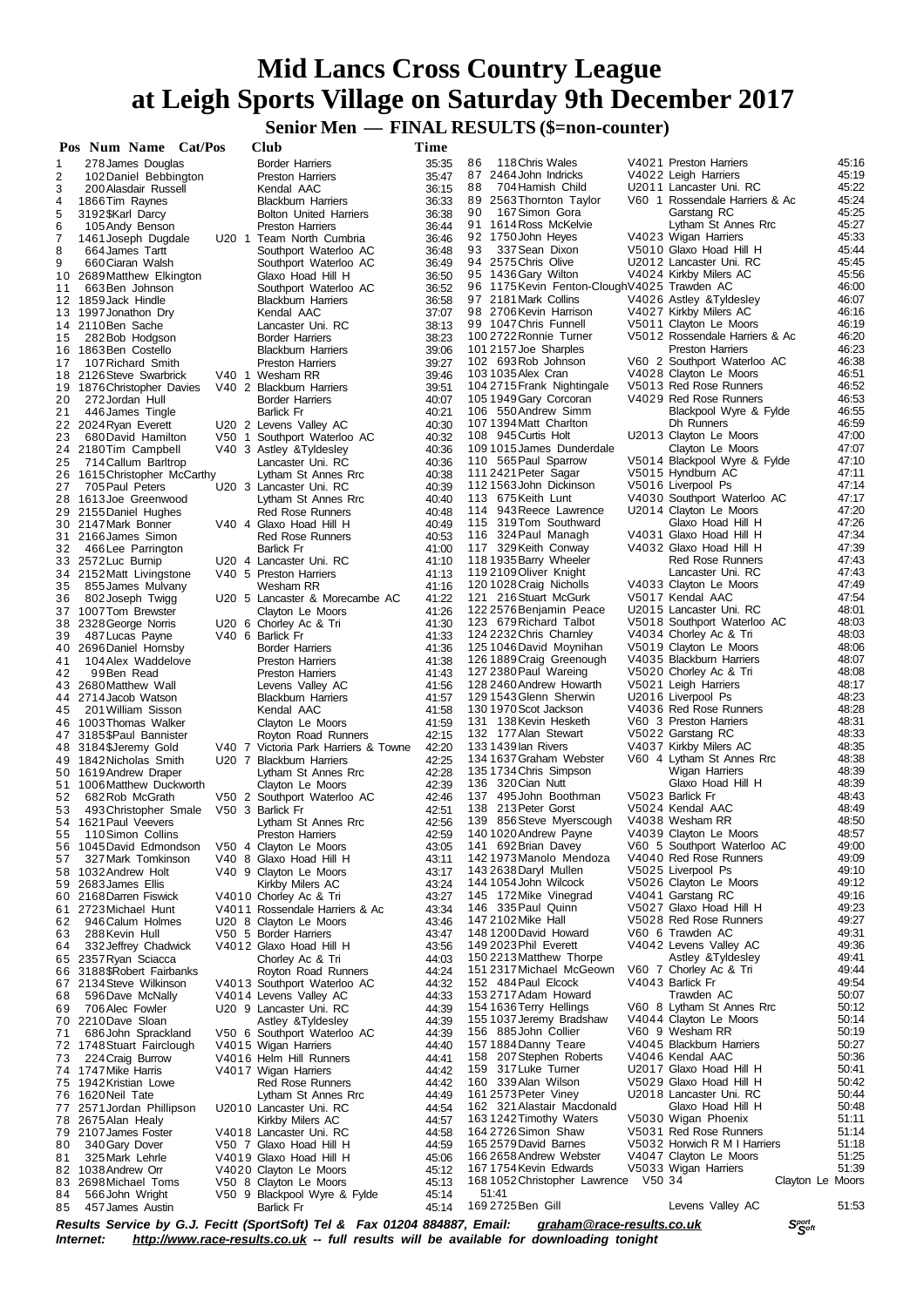# Mid Lancs Cross Country League at Leigh Sports Village on Saturday 9th December 2017

## Senior Men — FINAL RESULTS ($=non-counter)

| Pos | Num | Name | Cat/Pos | Club | Time |
|---|---|---|---|---|---|
| 1 | 278 | James Douglas | | Border Harriers | 35:35 |
| 2 | 102 | Daniel Bebbington | | Preston Harriers | 35:47 |
| 3 | 200 | Alasdair Russell | | Kendal AAC | 36:15 |
| 4 | 1866 | Tim Raynes | | Blackburn Harriers | 36:33 |
| 5 | 3192 | $Karl Darcy | | Bolton United Harriers | 36:38 |
| 6 | 105 | Andy Benson | | Preston Harriers | 36:44 |
| 7 | 1461 | Joseph Dugdale | U20 1 | Team North Cumbria | 36:46 |
| 8 | 664 | James Tartt | | Southport Waterloo AC | 36:48 |
| 9 | 660 | Ciaran Walsh | | Southport Waterloo AC | 36:49 |
| 10 | 2689 | Matthew Elkington | | Glaxo Hoad Hill H | 36:50 |
| 11 | 663 | Ben Johnson | | Southport Waterloo AC | 36:52 |
| 12 | 1859 | Jack Hindle | | Blackburn Harriers | 36:58 |
| 13 | 1997 | Jonathon Dry | | Kendal AAC | 37:07 |
| 14 | 2110 | Ben Sache | | Lancaster Uni. RC | 38:13 |
| 15 | 282 | Bob Hodgson | | Border Harriers | 38:23 |
| 16 | 1863 | Ben Costello | | Blackburn Harriers | 39:06 |
| 17 | 107 | Richard Smith | | Preston Harriers | 39:27 |
| 18 | 2126 | Steve Swarbrick | V40 1 | Wesham RR | 39:46 |
| 19 | 1876 | Christopher Davies | V40 2 | Blackburn Harriers | 39:51 |
| 20 | 272 | Jordan Hull | | Border Harriers | 40:07 |
| 21 | 446 | James Tingle | | Barlick Fr | 40:21 |
| 22 | 2024 | Ryan Everett | U20 2 | Levens Valley AC | 40:30 |
| 23 | 680 | David Hamilton | V50 1 | Southport Waterloo AC | 40:32 |
| 24 | 2180 | Tim Campbell | V40 3 | Astley &Tyldesley | 40:36 |
| 25 | 714 | Callum Barltrop | | Lancaster Uni. RC | 40:36 |
| 26 | 1615 | Christopher McCarthy | | Lytham St Annes Rrc | 40:38 |
| 27 | 705 | Paul Peters | U20 3 | Lancaster Uni. RC | 40:39 |
| 28 | 1613 | Joe Greenwood | | Lytham St Annes Rrc | 40:40 |
| 29 | 2155 | Daniel Hughes | | Red Rose Runners | 40:48 |
| 30 | 2147 | Mark Bonner | V40 4 | Glaxo Hoad Hill H | 40:49 |
| 31 | 2166 | James Simon | | Red Rose Runners | 40:53 |
| 32 | 466 | Lee Parrington | | Barlick Fr | 41:00 |
| 33 | 2572 | Luc Burnip | U20 4 | Lancaster Uni. RC | 41:10 |
| 34 | 2152 | Matt Livingstone | V40 5 | Preston Harriers | 41:13 |
| 35 | 855 | James Mulvany | | Wesham RR | 41:16 |
| 36 | 802 | Joseph Twigg | U20 5 | Lancaster & Morecambe AC | 41:22 |
| 37 | 1007 | Tom Brewster | | Clayton Le Moors | 41:26 |
| 38 | 2328 | George Norris | U20 6 | Chorley Ac & Tri | 41:30 |
| 39 | 487 | Lucas Payne | V40 6 | Barlick Fr | 41:33 |
| 40 | 2696 | Daniel Hornsby | | Border Harriers | 41:36 |
| 41 | 104 | Alex Waddelove | | Preston Harriers | 41:38 |
| 42 | 99 | Ben Read | | Preston Harriers | 41:43 |
| 43 | 2680 | Matthew Wall | | Levens Valley AC | 41:56 |
| 44 | 2714 | Jacob Watson | | Blackburn Harriers | 41:57 |
| 45 | 201 | William Sisson | | Kendal AAC | 41:58 |
| 46 | 1003 | Thomas Walker | | Clayton Le Moors | 41:59 |
| 47 | 3185 | $Paul Bannister | | Royton Road Runners | 42:15 |
| 48 | 3184 | $Jeremy Gold | V40 7 | Victoria Park Harriers & Towne | 42:20 |
| 49 | 1842 | Nicholas Smith | U20 7 | Blackburn Harriers | 42:25 |
| 50 | 1619 | Andrew Draper | | Lytham St Annes Rrc | 42:28 |
| 51 | 1006 | Matthew Duckworth | | Clayton Le Moors | 42:39 |
| 52 | 682 | Rob McGrath | V50 2 | Southport Waterloo AC | 42:46 |
| 53 | 493 | Christopher Smale | V50 3 | Barlick Fr | 42:51 |
| 54 | 1621 | Paul Veevers | | Lytham St Annes Rrc | 42:56 |
| 55 | 110 | Simon Collins | | Preston Harriers | 42:59 |
| 56 | 1045 | David Edmondson | V50 4 | Clayton Le Moors | 43:05 |
| 57 | 327 | Mark Tomkinson | V40 8 | Glaxo Hoad Hill H | 43:11 |
| 58 | 1032 | Andrew Holt | V40 9 | Clayton Le Moors | 43:17 |
| 59 | 2683 | James Ellis | | Kirkby Milers AC | 43:24 |
| 60 | 2168 | Darren Fiswick | V4010 | Chorley Ac & Tri | 43:27 |
| 61 | 2723 | Michael Hunt | V4011 | Rossendale Harriers & Ac | 43:34 |
| 62 | 946 | Calum Holmes | U20 8 | Clayton Le Moors | 43:46 |
| 63 | 288 | Kevin Hull | V50 5 | Border Harriers | 43:47 |
| 64 | 332 | Jeffrey Chadwick | V4012 | Glaxo Hoad Hill H | 43:56 |
| 65 | 2357 | Ryan Sciacca | | Chorley Ac & Tri | 44:03 |
| 66 | 3188 | $Robert Fairbanks | | Royton Road Runners | 44:24 |
| 67 | 2134 | Steve Wilkinson | V4013 | Southport Waterloo AC | 44:32 |
| 68 | 596 | Dave McNally | V4014 | Levens Valley AC | 44:33 |
| 69 | 706 | Alec Fowler | U20 9 | Lancaster Uni. RC | 44:39 |
| 70 | 2210 | Dave Sloan | | Astley &Tyldesley | 44:39 |
| 71 | 686 | John Sprackland | V50 6 | Southport Waterloo AC | 44:39 |
| 72 | 1748 | Stuart Fairclough | V4015 | Wigan Harriers | 44:40 |
| 73 | 224 | Craig Burrow | V4016 | Helm Hill Runners | 44:41 |
| 74 | 1747 | Mike Harris | V4017 | Wigan Harriers | 44:42 |
| 75 | 1942 | Kristian Lowe | | Red Rose Runners | 44:42 |
| 76 | 1620 | Neil Tate | | Lytham St Annes Rrc | 44:49 |
| 77 | 2571 | Jordan Phillipson | U2010 | Lancaster Uni. RC | 44:54 |
| 78 | 2675 | Alan Healy | | Kirkby Milers AC | 44:57 |
| 79 | 2107 | James Foster | V4018 | Lancaster Uni. RC | 44:58 |
| 80 | 340 | Gary Dover | V50 7 | Glaxo Hoad Hill H | 44:59 |
| 81 | 325 | Mark Lehrle | V4019 | Glaxo Hoad Hill H | 45:06 |
| 82 | 1038 | Andrew Orr | V4020 | Clayton Le Moors | 45:12 |
| 83 | 2698 | Michael Toms | V50 8 | Clayton Le Moors | 45:13 |
| 84 | 566 | John Wright | V50 9 | Blackpool Wyre & Fylde | 45:14 |
| 85 | 457 | James Austin | | Barlick Fr | 45:14 |
| 86 | 118 | Chris Wales | V4021 | Preston Harriers | 45:16 |
| 87 | 2464 | John Indricks | V4022 | Leigh Harriers | 45:19 |
| 88 | 704 | Hamish Child | U2011 | Lancaster Uni. RC | 45:22 |
| 89 | 2563 | Thornton Taylor | V60 1 | Rossendale Harriers & Ac | 45:24 |
| 90 | 167 | Simon Gora | | Garstang RC | 45:25 |
| 91 | 1614 | Ross McKelvie | | Lytham St Annes Rrc | 45:27 |
| 92 | 1750 | John Heyes | V4023 | Wigan Harriers | 45:33 |
| 93 | 337 | Sean Dixon | V5010 | Glaxo Hoad Hill H | 45:44 |
| 94 | 2575 | Chris Olive | U2012 | Lancaster Uni. RC | 45:45 |
| 95 | 1436 | Gary Wilton | V4024 | Kirkby Milers AC | 45:56 |
| 96 | 1175 | Kevin Fenton-Clough | V4025 | Trawden AC | 46:00 |
| 97 | 2181 | Mark Collins | V4026 | Astley &Tyldesley | 46:07 |
| 98 | 2706 | Kevin Harrison | V4027 | Kirkby Milers AC | 46:16 |
| 99 | 1047 | Chris Funnell | V5011 | Clayton Le Moors | 46:19 |
| 100 | 2722 | Ronnie Turner | V5012 | Rossendale Harriers & Ac | 46:20 |
| 101 | 2157 | Joe Sharples | | Preston Harriers | 46:23 |
| 102 | 693 | Rob Johnson | V60 2 | Southport Waterloo AC | 46:38 |
| 103 | 1035 | Alex Cran | V4028 | Clayton Le Moors | 46:51 |
| 104 | 2715 | Frank Nightingale | V5013 | Red Rose Runners | 46:52 |
| 105 | 1949 | Gary Corcoran | V4029 | Red Rose Runners | 46:53 |
| 106 | 550 | Andrew Simm | | Blackpool Wyre & Fylde | 46:55 |
| 107 | 1394 | Matt Charlton | | Dh Runners | 46:59 |
| 108 | 945 | Curtis Holt | U2013 | Clayton Le Moors | 47:00 |
| 109 | 1015 | James Dunderdale | | Clayton Le Moors | 47:07 |
| 110 | 565 | Paul Sparrow | V5014 | Blackpool Wyre & Fylde | 47:10 |
| 111 | 2421 | Peter Sagar | V5015 | Hyndburn AC | 47:11 |
| 112 | 1563 | John Dickinson | V5016 | Liverpool Ps | 47:14 |
| 113 | 675 | Keith Lunt | V4030 | Southport Waterloo AC | 47:17 |
| 114 | 943 | Reece Lawrence | U2014 | Clayton Le Moors | 47:20 |
| 115 | 319 | Tom Southward | | Glaxo Hoad Hill H | 47:26 |
| 116 | 324 | Paul Managh | V4031 | Glaxo Hoad Hill H | 47:34 |
| 117 | 329 | Keith Conway | V4032 | Glaxo Hoad Hill H | 47:39 |
| 118 | 1935 | Barry Wheeler | | Red Rose Runners | 47:43 |
| 119 | 2109 | Oliver Knight | | Lancaster Uni. RC | 47:43 |
| 120 | 1028 | Craig Nicholls | V4033 | Clayton Le Moors | 47:49 |
| 121 | 216 | Stuart McGurk | V5017 | Kendal AAC | 47:54 |
| 122 | 2576 | Benjamin Peace | U2015 | Lancaster Uni. RC | 48:01 |
| 123 | 679 | Richard Talbot | V5018 | Southport Waterloo AC | 48:03 |
| 124 | 2232 | Chris Charnley | V4034 | Chorley Ac & Tri | 48:03 |
| 125 | 1046 | David Moynihan | V5019 | Clayton Le Moors | 48:06 |
| 126 | 1889 | Craig Greenough | V4035 | Blackburn Harriers | 48:07 |
| 127 | 2380 | Paul Wareing | V5020 | Chorley Ac & Tri | 48:08 |
| 128 | 2460 | Andrew Howarth | V5021 | Leigh Harriers | 48:17 |
| 129 | 1543 | Glenn Sherwin | U2016 | Liverpool Ps | 48:23 |
| 130 | 1970 | Scot Jackson | V4036 | Red Rose Runners | 48:28 |
| 131 | 138 | Kevin Hesketh | V60 3 | Preston Harriers | 48:31 |
| 132 | 177 | Alan Stewart | V5022 | Garstang RC | 48:33 |
| 133 | 1439 | Ian Rivers | V4037 | Kirkby Milers AC | 48:35 |
| 134 | 1637 | Graham Webster | V60 4 | Lytham St Annes Rrc | 48:38 |
| 135 | 1734 | Chris Simpson | | Wigan Harriers | 48:39 |
| 136 | 320 | Cian Nutt | | Glaxo Hoad Hill H | 48:39 |
| 137 | 495 | John Boothman | V5023 | Barlick Fr | 48:43 |
| 138 | 213 | Peter Gorst | V5024 | Kendal AAC | 48:49 |
| 139 | 856 | Steve Myerscough | V4038 | Wesham RR | 48:50 |
| 140 | 1020 | Andrew Payne | V4039 | Clayton Le Moors | 48:57 |
| 141 | 692 | Brian Davey | V60 5 | Southport Waterloo AC | 49:00 |
| 142 | 1973 | Manolo Mendoza | V4040 | Red Rose Runners | 49:09 |
| 143 | 2638 | Daryl Mullen | V5025 | Liverpool Ps | 49:10 |
| 144 | 1054 | John Wilcock | V5026 | Clayton Le Moors | 49:12 |
| 145 | 172 | Mike Vinegrad | V4041 | Garstang RC | 49:16 |
| 146 | 335 | Paul Quinn | V5027 | Glaxo Hoad Hill H | 49:23 |
| 147 | 2102 | Mike Hall | V5028 | Red Rose Runners | 49:27 |
| 148 | 1200 | David Howard | V60 6 | Trawden AC | 49:31 |
| 149 | 2023 | Phil Everett | V4042 | Levens Valley AC | 49:36 |
| 150 | 2213 | Matthew Thorpe | | Astley &Tyldesley | 49:41 |
| 151 | 2317 | Michael McGeown | V60 7 | Chorley Ac & Tri | 49:44 |
| 152 | 484 | Paul Elcock | V4043 | Barlick Fr | 49:54 |
| 153 | 2717 | Adam Howard | | Trawden AC | 50:07 |
| 154 | 1636 | Terry Hellings | V60 8 | Lytham St Annes Rrc | 50:12 |
| 155 | 1037 | Jeremy Bradshaw | V4044 | Clayton Le Moors | 50:14 |
| 156 | 885 | John Collier | V60 9 | Wesham RR | 50:19 |
| 157 | 1884 | Danny Teare | V4045 | Blackburn Harriers | 50:27 |
| 158 | 207 | Stephen Roberts | V4046 | Kendal AAC | 50:36 |
| 159 | 317 | Luke Turner | U2017 | Glaxo Hoad Hill H | 50:41 |
| 160 | 339 | Alan Wilson | V5029 | Glaxo Hoad Hill H | 50:42 |
| 161 | 2573 | Peter Viney | U2018 | Lancaster Uni. RC | 50:44 |
| 162 | 321 | Alastair Macdonald | | Glaxo Hoad Hill H | 50:48 |
| 163 | 1242 | Timothy Waters | V5030 | Wigan Phoenix | 51:11 |
| 164 | 2726 | Simon Shaw | V5031 | Red Rose Runners | 51:14 |
| 165 | 2579 | David Barnes | V5032 | Horwich R M I Harriers | 51:18 |
| 166 | 2658 | Andrew Webster | V4047 | Clayton Le Moors | 51:25 |
| 167 | 1754 | Kevin Edwards | V5033 | Wigan Harriers | 51:39 |
| 168 | 1052 | Christopher Lawrence | V50 34 | Clayton Le Moors | 51:41 |
| 169 | 2725 | Ben Gill | | Levens Valley AC | 51:53 |

*Results Service by G.J. Fecitt (SportSoft) Tel & Fax 01204 884887, Email: graham@race-results.co.uk*
*Internet: http://www.race-results.co.uk -- full results will be available for downloading tonight*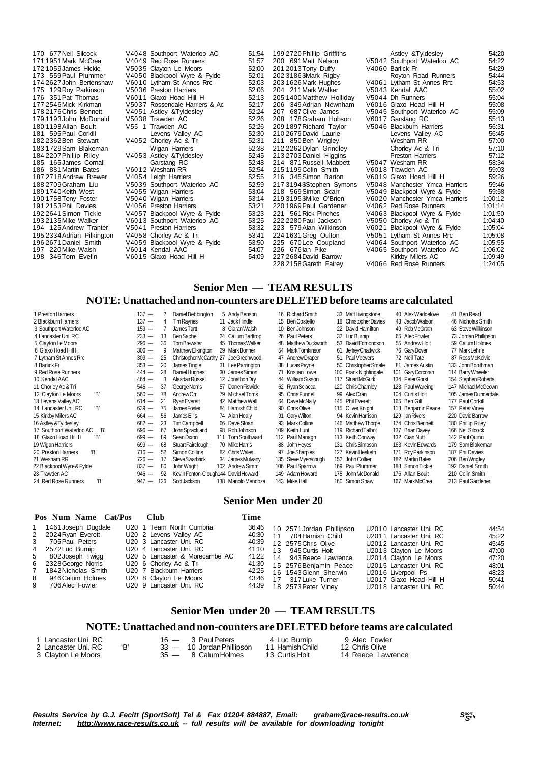| Pos | Num | Name | Cat/Pos | Club | Time |
|---|---|---|---|---|---|
| 170 | 677 | Neil Silcock | V4048 | Southport Waterloo AC | 51:54 |
| 171 | 1951 | Mark McCrea | V4049 | Red Rose Runners | 51:57 |
| 172 | 1059 | James Hickie | V5035 | Clayton Le Moors | 52:00 |
| 173 | 559 | Paul Plummer | V4050 | Blackpool Wyre & Fylde | 52:01 |
| 174 | 2627 | John Bertenshaw | V6010 | Lytham St Annes Rrc | 52:03 |
| 175 | 129 | Roy Parkinson | V5036 | Preston Harriers | 52:06 |
| 176 | 351 | Pat Thomas | V6011 | Glaxo Hoad Hill H | 52:13 |
| 177 | 2546 | Mick Kirkman | V5037 | Rossendale Harriers & Ac | 52:17 |
| 178 | 2176 | Chris Bennett | V4051 | Astley &Tyldesley | 52:24 |
| 179 | 1193 | John McDonald | V5038 | Trawden AC | 52:26 |
| 180 | 1198 | Allan Boult | V55 1 | Trawden AC | 52:26 |
| 181 | 595 | Paul Corkill | | Levens Valley AC | 52:30 |
| 182 | 2362 | Ben Stewart | V4052 | Chorley Ac & Tri | 52:31 |
| 183 | 1729 | Sam Blakeman | | Wigan Harriers | 52:38 |
| 184 | 2207 | Phillip Riley | V4053 | Astley &Tyldesley | 52:45 |
| 185 | 165 | James Cornall | | Garstang RC | 52:48 |
| 186 | 881 | Martin Bates | V6012 | Wesham RR | 52:54 |
| 187 | 2718 | Andrew Brewer | V4054 | Leigh Harriers | 52:55 |
| 188 | 2709 | Graham Liu | V5039 | Southport Waterloo AC | 52:59 |
| 189 | 1740 | Keith West | V4055 | Wigan Harriers | 53:04 |
| 190 | 1758 | Tony Foster | V5040 | Wigan Harriers | 53:14 |
| 191 | 2153 | Phil Davies | V4056 | Preston Harriers | 53:21 |
| 192 | 2641 | Simon Tickle | V4057 | Blackpool Wyre & Fylde | 53:23 |
| 193 | 2135 | Mike Walker | V6013 | Southport Waterloo AC | 53:25 |
| 194 | 125 | Andrew Tranter | V5041 | Preston Harriers | 53:32 |
| 195 | 2334 | Adrian Pilkington | V4058 | Chorley Ac & Tri | 53:41 |
| 196 | 2671 | Daniel Smith | V4059 | Blackpool Wyre & Fylde | 53:50 |
| 197 | 220 | Mike Walsh | V6014 | Kendal AAC | 54:07 |
| 198 | 346 | Tom Evelin | V6015 | Glaxo Hoad Hill H | 54:09 |
| 199 | 2720 | Phillip Griffiths | | Astley &Tyldesley | 54:20 |
| 200 | 691 | Matt Nelson | V5042 | Southport Waterloo AC | 54:22 |
| 201 | 2013 | Tony Duffy | V4060 | Barlick Fr | 54:29 |
| 202 | 3186 | $Mark Rigby | | Royton Road Runners | 54:44 |
| 203 | 1626 | Mark Hughes | V4061 | Lytham St Annes Rrc | 54:53 |
| 204 | 211 | Mark Walker | V5043 | Kendal AAC | 55:02 |
| 205 | 1400 | Matthew Holliday | V5044 | Dh Runners | 55:04 |
| 206 | 349 | Adrian Newnham | V6016 | Glaxo Hoad Hill H | 55:08 |
| 207 | 687 | Clive James | V5045 | Southport Waterloo AC | 55:09 |
| 208 | 178 | Graham Hobson | V6017 | Garstang RC | 55:13 |
| 209 | 1897 | Richard Taylor | V5046 | Blackburn Harriers | 56:31 |
| 210 | 2679 | David Laurie | | Levens Valley AC | 56:45 |
| 211 | 850 | Ben Wrigley | | Wesham RR | 57:00 |
| 212 | 2262 | Dylan Grindley | | Chorley Ac & Tri | 57:10 |
| 213 | 2703 | Daniel Higgins | | Preston Harriers | 57:12 |
| 214 | 871 | Russell Mabbett | V5047 | Wesham RR | 58:34 |
| 215 | 1199 | Colin Smith | V6018 | Trawden AC | 59:03 |
| 216 | 345 | Simon Barton | V6019 | Glaxo Hoad Hill H | 59:26 |
| 217 | 3194 | $Stephen Symons | V5048 | Manchester Ymca Harriers | 59:46 |
| 218 | 569 | Simon Scarr | V5049 | Blackpool Wyre & Fylde | 59:58 |
| 219 | 3195 | $Mike O'Brien | V6020 | Manchester Ymca Harriers | 1:00:12 |
| 220 | 1969 | Paul Gardener | V4062 | Red Rose Runners | 1:01:14 |
| 221 | 561 | Rick Pinches | V4063 | Blackpool Wyre & Fylde | 1:01:50 |
| 222 | 2280 | Paul Jackson | V5050 | Chorley Ac & Tri | 1:04:40 |
| 223 | 579 | Alan Wilkinson | V6021 | Blackpool Wyre & Fylde | 1:05:04 |
| 224 | 1631 | Greg Oulton | V5051 | Lytham St Annes Rrc | 1:05:08 |
| 225 | 670 | Lee Coupland | V4064 | Southport Waterloo AC | 1:05:55 |
| 226 | 676 | Ian Pike | V4065 | Southport Waterloo AC | 1:06:02 |
| 227 | 2684 | David Barrow | | Kirkby Milers AC | 1:09:49 |
| 228 | 2158 | Gareth Fairey | V4066 | Red Rose Runners | 1:24:05 |

## Senior Men — TEAM RESULTS

## NOTE: Unattached and non-counters are DELETED before teams are calculated

| Pos | Team | Points | 1 | 2 | 3 | 4 | 5 | 6 | 7 |
|---|---|---|---|---|---|---|---|---|---|
| 1 | Preston Harriers | 137 — | 2 Daniel Bebbington | 5 Andy Benson | 16 Richard Smith | 33 Matt Livingstone | 40 Alex Waddelove | 41 Ben Read | |
| 2 | Blackburn Harriers | 137 — | 4 Tim Raynes | 11 Jack Hindle | 15 Ben Costello | 18 Christopher Davies | 43 Jacob Watson | 46 Nicholas Smith | |
| 3 | Southport Waterloo AC | 159 — | 7 James Tartt | 8 Ciaran Walsh | 10 Ben Johnson | 22 David Hamilton | 49 Rob McGrath | 63 Steve Wilkinson | |
| 4 | Lancaster Uni. RC | 233 — | 13 Ben Sache | 24 Callum Barltrop | 26 Paul Peters | 32 Luc Burnip | 65 Alec Fowler | 73 Jordan Phillipson | |
| 5 | Clayton Le Moors | 296 — | 36 Tom Brewster | 45 Thomas Walker | 48 Matthew Duckworth | 53 David Edmondson | 55 Andrew Holt | 59 Calum Holmes | |
| 6 | Glaxo Hoad Hill H | 306 — | 9 Matthew Elkington | 29 Mark Bonner | 54 Mark Tomkinson | 61 Jeffrey Chadwick | 76 Gary Dover | 77 Mark Lehrle | |
| 7 | Lytham St Annes Rrc | 309 — | 25 Christopher McCarthy | 27 Joe Greenwood | 47 Andrew Draper | 51 Paul Veevers | 72 Neil Tate | 87 Ross McKelvie | |
| 8 | Barlick Fr | 353 — | 20 James Tingle | 31 Lee Parrington | 38 Lucas Payne | 50 Christopher Smale | 81 James Austin | 133 John Boothman | |
| 9 | Red Rose Runners | 444 — | 28 Daniel Hughes | 30 James Simon | 71 Kristian Lowe | 100 Frank Nightingale | 101 Gary Corcoran | 114 Barry Wheeler | |
| 10 | Kendal AAC | 464 — | 3 Alasdair Russell | 12 Jonathon Dry | 44 William Sisson | 117 Stuart McGurk | 134 Peter Gorst | 154 Stephen Roberts | |
| 11 | Chorley Ac & Tri | 546 — | 37 George Norris | 57 Darren Fiswick | 62 Ryan Sciacca | 120 Chris Charnley | 123 Paul Wareing | 147 Michael McGeown | |
| 12 | Clayton Le Moors 'B' | 560 — | 78 Andrew Orr | 79 Michael Toms | 95 Chris Funnell | 99 Alex Cran | 104 Curtis Holt | 105 James Dunderdale | |
| 13 | Levens Valley AC | 614 — | 21 Ryan Everett | 42 Matthew Wall | 64 Dave McNally | 145 Phil Everett | 165 Ben Gill | 177 Paul Corkill | |
| 14 | Lancaster Uni. RC 'B' | 639 — | 75 James Foster | 84 Hamish Child | 90 Chris Olive | 115 Oliver Knight | 118 Benjamin Peace | 157 Peter Viney | |
| 15 | Kirkby Milers AC | 664 — | 56 James Ellis | 74 Alan Healy | 91 Gary Wilton | 94 Kevin Harrison | 129 Ian Rivers | 220 David Barrow | |
| 16 | Astley &Tyldesley | 682 — | 23 Tim Campbell | 66 Dave Sloan | 93 Mark Collins | 146 Matthew Thorpe | 174 Chris Bennett | 180 Phillip Riley | |
| 17 | Southport Waterloo AC 'B' | 696 — | 67 John Sprackland | 98 Rob Johnson | 109 Keith Lunt | 119 Richard Talbot | 137 Brian Davey | 166 Neil Silcock | |
| 18 | Glaxo Hoad Hill H 'B' | 699 — | 89 Sean Dixon | 111 Tom Southward | 112 Paul Managh | 113 Keith Conway | 132 Cian Nutt | 142 Paul Quinn | |
| 19 | Wigan Harriers | 699 — | 68 Stuart Fairclough | 70 Mike Harris | 88 John Heyes | 131 Chris Simpson | 163 Kevin Edwards | 179 Sam Blakeman | |
| 20 | Preston Harriers 'B' | 716 — | 52 Simon Collins | 82 Chris Wales | 97 Joe Sharples | 127 Kevin Hesketh | 171 Roy Parkinson | 187 Phil Davies | |
| 21 | Wesham RR | 726 — | 17 Steve Swarbrick | 34 James Mulvany | 135 Steve Myerscough | 152 John Collier | 182 Martin Bates | 206 Ben Wrigley | |
| 22 | Blackpool Wyre & Fylde | 837 — | 80 John Wright | 102 Andrew Simm | 106 Paul Sparrow | 169 Paul Plummer | 188 Simon Tickle | 192 Daniel Smith | |
| 23 | Trawden AC | 946 — | 92 Kevin Fenton-Clough | 144 David Howard | 149 Adam Howard | 175 John McDonald | 176 Allan Boult | 210 Colin Smith | |
| 24 | Red Rose Runners 'B' | 947 — | 126 Scot Jackson | 138 Manolo Mendoza | 143 Mike Hall | 160 Simon Shaw | 167 Mark McCrea | 213 Paul Gardener | |

## Senior Men under 20

| Pos | Num | Name | Cat/Pos | Club | Time |
|---|---|---|---|---|---|
| 1 | 1461 | Joseph Dugdale | U20 1 | Team North Cumbria | 36:46 |
| 2 | 2024 | Ryan Everett | U20 2 | Levens Valley AC | 40:30 |
| 3 | 705 | Paul Peters | U20 3 | Lancaster Uni. RC | 40:39 |
| 4 | 2572 | Luc Burnip | U20 4 | Lancaster Uni. RC | 41:10 |
| 5 | 802 | Joseph Twigg | U20 5 | Lancaster & Morecambe AC | 41:22 |
| 6 | 2328 | George Norris | U20 6 | Chorley Ac & Tri | 41:30 |
| 7 | 1842 | Nicholas Smith | U20 7 | Blackburn Harriers | 42:25 |
| 8 | 946 | Calum Holmes | U20 8 | Clayton Le Moors | 43:46 |
| 9 | 706 | Alec Fowler | U20 9 | Lancaster Uni. RC | 44:39 |
| 10 | 2571 | Jordan Phillipson | U2010 | Lancaster Uni. RC | 44:54 |
| 11 | 704 | Hamish Child | U2011 | Lancaster Uni. RC | 45:22 |
| 12 | 2575 | Chris Olive | U2012 | Lancaster Uni. RC | 45:45 |
| 13 | 945 | Curtis Holt | U2013 | Clayton Le Moors | 47:00 |
| 14 | 943 | Reece Lawrence | U2014 | Clayton Le Moors | 47:20 |
| 15 | 2576 | Benjamin Peace | U2015 | Lancaster Uni. RC | 48:01 |
| 16 | 1543 | Glenn Sherwin | U2016 | Liverpool Ps | 48:23 |
| 17 | 317 | Luke Turner | U2017 | Glaxo Hoad Hill H | 50:41 |
| 18 | 2573 | Peter Viney | U2018 | Lancaster Uni. RC | 50:44 |

## Senior Men under 20 — TEAM RESULTS

## NOTE: Unattached and non-counters are DELETED before teams are calculated

| Pos | Team | Points | 1 | 2 | 3 |
|---|---|---|---|---|---|
| 1 | Lancaster Uni. RC | 16 — | 3 Paul Peters | 4 Luc Burnip | 9 Alec Fowler |
| 2 | Lancaster Uni. RC 'B' | 33 — | 10 Jordan Phillipson | 11 Hamish Child | 12 Chris Olive |
| 3 | Clayton Le Moors | 35 — | 8 Calum Holmes | 13 Curtis Holt | 14 Reece Lawrence |

***Results Service by G.J. Fecitt (SportSoft) Tel & Fax 01204 884887, Email: graham@race-results.co.uk***
***Internet: http://www.race-results.co.uk -- full results will be available for downloading tonight***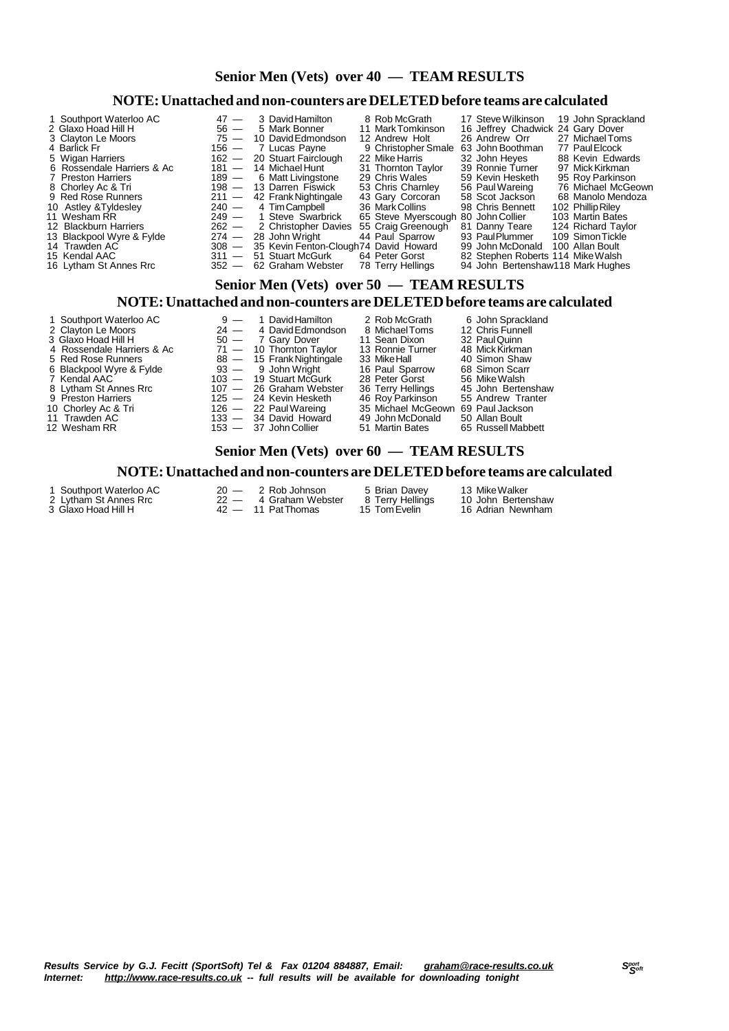## Senior Men (Vets) over 40 — TEAM RESULTS

### NOTE: Unattached and non-counters are DELETED before teams are calculated

| | | | | | | |
|---|---|---|---|---|---|---|
| 1 | Southport Waterloo AC | 47 — | 3 David Hamilton | 8 Rob McGrath | 17 Steve Wilkinson | 19 John Sprackland |
| 2 | Glaxo Hoad Hill H | 56 — | 5 Mark Bonner | 11 Mark Tomkinson | 16 Jeffrey Chadwick | 24 Gary Dover |
| 3 | Clayton Le Moors | 75 — | 10 David Edmondson | 12 Andrew Holt | 26 Andrew Orr | 27 Michael Toms |
| 4 | Barlick Fr | 156 — | 7 Lucas Payne | 9 Christopher Smale | 63 John Boothman | 77 Paul Elcock |
| 5 | Wigan Harriers | 162 — | 20 Stuart Fairclough | 22 Mike Harris | 32 John Heyes | 88 Kevin Edwards |
| 6 | Rossendale Harriers & Ac | 181 — | 14 Michael Hunt | 31 Thornton Taylor | 39 Ronnie Turner | 97 Mick Kirkman |
| 7 | Preston Harriers | 189 — | 6 Matt Livingstone | 29 Chris Wales | 59 Kevin Hesketh | 95 Roy Parkinson |
| 8 | Chorley Ac & Tri | 198 — | 13 Darren Fiswick | 53 Chris Charnley | 56 Paul Wareing | 76 Michael McGeown |
| 9 | Red Rose Runners | 211 — | 42 Frank Nightingale | 43 Gary Corcoran | 58 Scot Jackson | 68 Manolo Mendoza |
| 10 | Astley &Tyldesley | 240 — | 4 Tim Campbell | 36 Mark Collins | 98 Chris Bennett | 102 Phillip Riley |
| 11 | Wesham RR | 249 — | 1 Steve Swarbrick | 65 Steve Myerscough | 80 John Collier | 103 Martin Bates |
| 12 | Blackburn Harriers | 262 — | 2 Christopher Davies | 55 Craig Greenough | 81 Danny Teare | 124 Richard Taylor |
| 13 | Blackpool Wyre & Fylde | 274 — | 28 John Wright | 44 Paul Sparrow | 93 Paul Plummer | 109 Simon Tickle |
| 14 | Trawden AC | 308 — | 35 Kevin Fenton-Clough | 74 David Howard | 99 John McDonald | 100 Allan Boult |
| 15 | Kendal AAC | 311 — | 51 Stuart McGurk | 64 Peter Gorst | 82 Stephen Roberts | 114 Mike Walsh |
| 16 | Lytham St Annes Rrc | 352 — | 62 Graham Webster | 78 Terry Hellings | 94 John Bertenshaw | 118 Mark Hughes |

## Senior Men (Vets) over 50 — TEAM RESULTS

### NOTE: Unattached and non-counters are DELETED before teams are calculated

| | | | | | |
|---|---|---|---|---|---|
| 1 | Southport Waterloo AC | 9 — | 1 David Hamilton | 2 Rob McGrath | 6 John Sprackland |
| 2 | Clayton Le Moors | 24 — | 4 David Edmondson | 8 Michael Toms | 12 Chris Funnell |
| 3 | Glaxo Hoad Hill H | 50 — | 7 Gary Dover | 11 Sean Dixon | 32 Paul Quinn |
| 4 | Rossendale Harriers & Ac | 71 — | 10 Thornton Taylor | 13 Ronnie Turner | 48 Mick Kirkman |
| 5 | Red Rose Runners | 88 — | 15 Frank Nightingale | 33 Mike Hall | 40 Simon Shaw |
| 6 | Blackpool Wyre & Fylde | 93 — | 9 John Wright | 16 Paul Sparrow | 68 Simon Scarr |
| 7 | Kendal AAC | 103 — | 19 Stuart McGurk | 28 Peter Gorst | 56 Mike Walsh |
| 8 | Lytham St Annes Rrc | 107 — | 26 Graham Webster | 36 Terry Hellings | 45 John Bertenshaw |
| 9 | Preston Harriers | 125 — | 24 Kevin Hesketh | 46 Roy Parkinson | 55 Andrew Tranter |
| 10 | Chorley Ac & Tri | 126 — | 22 Paul Wareing | 35 Michael McGeown | 69 Paul Jackson |
| 11 | Trawden AC | 133 — | 34 David Howard | 49 John McDonald | 50 Allan Boult |
| 12 | Wesham RR | 153 — | 37 John Collier | 51 Martin Bates | 65 Russell Mabbett |

## Senior Men (Vets) over 60 — TEAM RESULTS

### NOTE: Unattached and non-counters are DELETED before teams are calculated

| | | | | | |
|---|---|---|---|---|---|
| 1 | Southport Waterloo AC | 20 — | 2 Rob Johnson | 5 Brian Davey | 13 Mike Walker |
| 2 | Lytham St Annes Rrc | 22 — | 4 Graham Webster | 8 Terry Hellings | 10 John Bertenshaw |
| 3 | Glaxo Hoad Hill H | 42 — | 11 Pat Thomas | 15 Tom Evelin | 16 Adrian Newnham |

*Results Service by G.J. Fecitt (SportSoft) Tel & Fax 01204 884887, Email: graham@race-results.co.uk*
*Internet: http://www.race-results.co.uk -- full results will be available for downloading tonight*